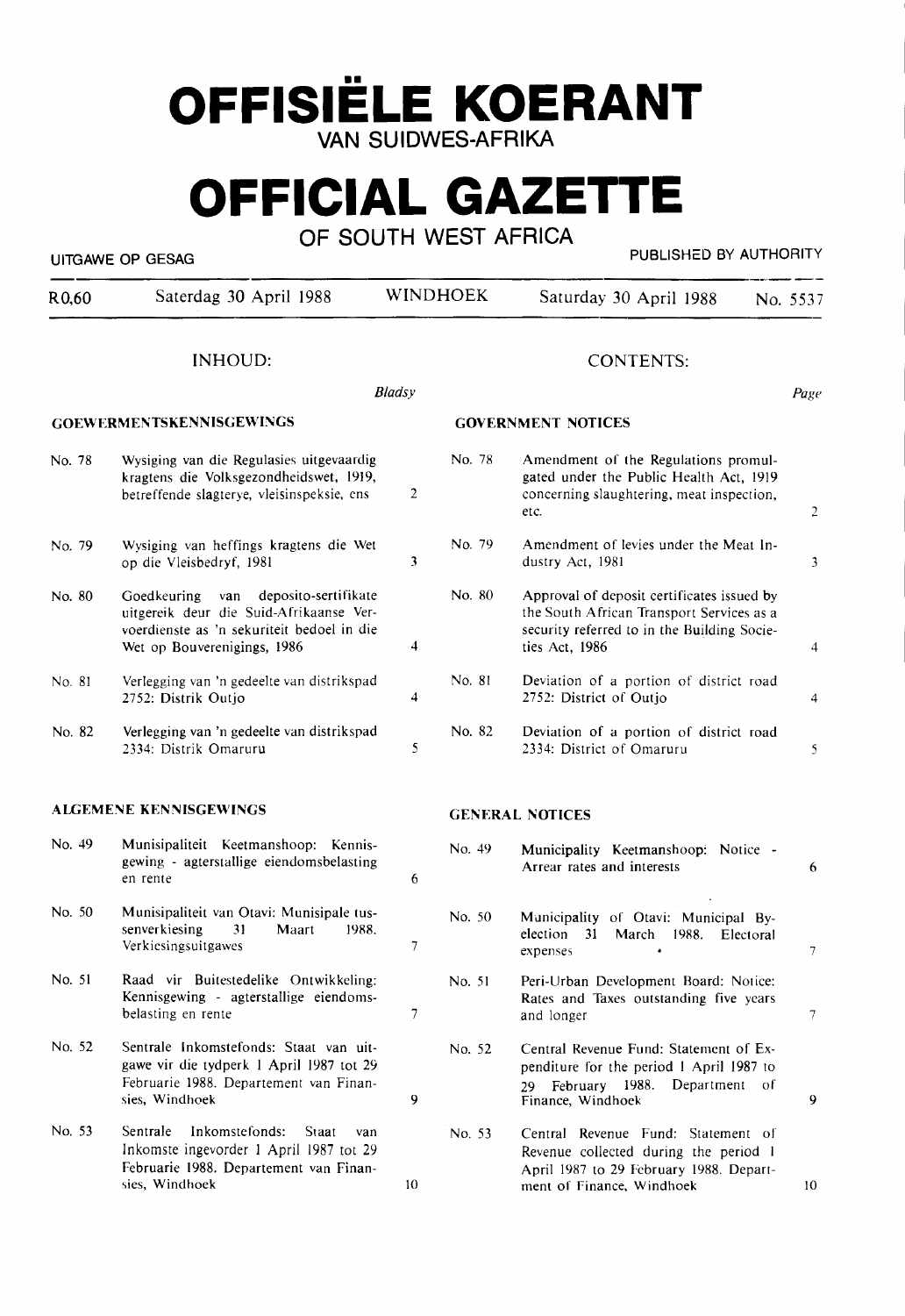# OFFISIËLE KOERANT
## VAN SUIDWES-AFRIKA

# OFFICIAL GAZETTE
## OF SOUTH WEST AFRICA

UITGAWE OP GESAG — PUBLISHED BY AUTHORITY

| R0,60 | Saterdag 30 April 1988 | WINDHOEK | Saturday 30 April 1988 | No. 5537 |
|---|---|---|---|---|

## INHOUD: / CONTENTS:

### GOEWERMENTSKENNISGEWINGS

| No. | | Bladsy |
|---|---|---|
| No. 78 | Wysiging van die Regulasies uitgevaardig kragtens die Volksgezondheidswet, 1919, betreffende slagterye, vleisinspeksie, ens | 2 |
| No. 79 | Wysiging van heffings kragtens die Wet op die Vleisbedryf, 1981 | 3 |
| No. 80 | Goedkeuring van deposito-sertifikate uitgereik deur die Suid-Afrikaanse Vervoerdienste as 'n sekuriteit bedoel in die Wet op Bouverenigings, 1986 | 4 |
| No. 81 | Verlegging van 'n gedeelte van distrikspad 2752: Distrik Outjo | 4 |
| No. 82 | Verlegging van 'n gedeelte van distrikspad 2334: Distrik Omaruru | 5 |

### ALGEMENE KENNISGEWINGS

| No. | | Bladsy |
|---|---|---|
| No. 49 | Munisipaliteit Keetmanshoop: Kennisgewing - agterstallige eiendomsbelasting en rente | 6 |
| No. 50 | Munisipaliteit van Otavi: Munisipale tussenverkiesing 31 Maart 1988. Verkiesingsuitgawes | 7 |
| No. 51 | Raad vir Buitestedelike Ontwikkeling: Kennisgewing - agterstallige eiendomsbelasting en rente | 7 |
| No. 52 | Sentrale Inkomstefonds: Staat van uitgawe vir die tydperk 1 April 1987 tot 29 Februarie 1988. Departement van Finansies, Windhoek | 9 |
| No. 53 | Sentrale Inkomstefonds: Staat van Inkomste ingevorder 1 April 1987 tot 29 Februarie 1988. Departement van Finansies, Windhoek | 10 |

### GOVERNMENT NOTICES

| No. | | Page |
|---|---|---|
| No. 78 | Amendment of the Regulations promulgated under the Public Health Act, 1919 concerning slaughtering, meat inspection, etc. | 2 |
| No. 79 | Amendment of levies under the Meat Industry Act, 1981 | 3 |
| No. 80 | Approval of deposit certificates issued by the South African Transport Services as a security referred to in the Building Societies Act, 1986 | 4 |
| No. 81 | Deviation of a portion of district road 2752: District of Outjo | 4 |
| No. 82 | Deviation of a portion of district road 2334: District of Omaruru | 5 |

### GENERAL NOTICES

| No. | | Page |
|---|---|---|
| No. 49 | Municipality Keetmanshoop: Notice - Arrear rates and interests | 6 |
| No. 50 | Municipality of Otavi: Municipal By-election 31 March 1988. Electoral expenses | 7 |
| No. 51 | Peri-Urban Development Board: Notice: Rates and Taxes outstanding five years and longer | 7 |
| No. 52 | Central Revenue Fund: Statement of Expenditure for the period 1 April 1987 to 29 February 1988. Department of Finance, Windhoek | 9 |
| No. 53 | Central Revenue Fund: Statement of Revenue collected during the period 1 April 1987 to 29 February 1988. Department of Finance, Windhoek | 10 |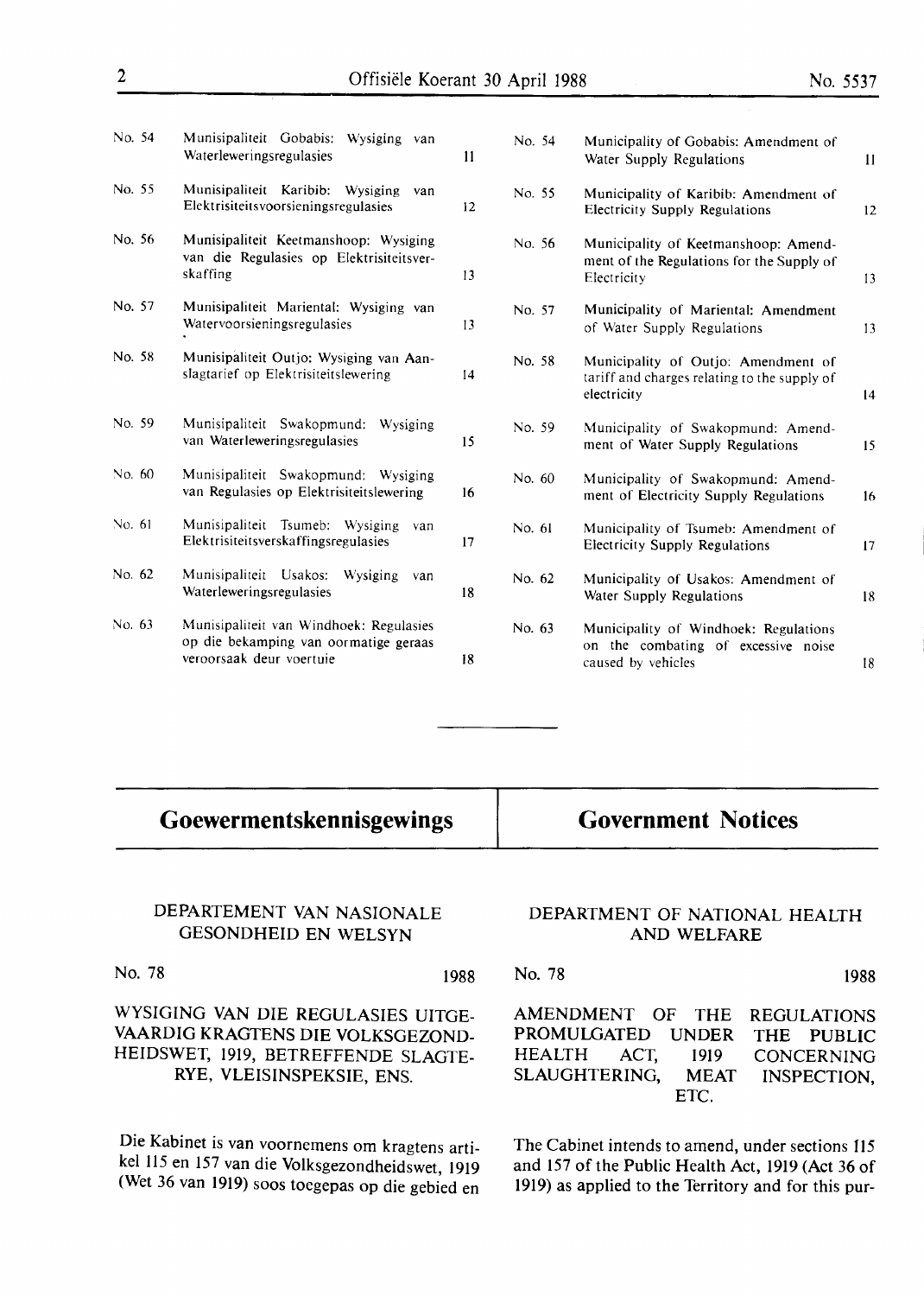| No. | Afrikaans | Page | No. | English | Page |
|---|---|---|---|---|---|
| No. 54 | Munisipaliteit Gobabis: Wysiging van Waterleweringsregulasies | 11 | No. 54 | Municipality of Gobabis: Amendment of Water Supply Regulations | 11 |
| No. 55 | Munisipaliteit Karibib: Wysiging van Elektrisiteitsvoorsieningsregulasies | 12 | No. 55 | Municipality of Karibib: Amendment of Electricity Supply Regulations | 12 |
| No. 56 | Munisipaliteit Keetmanshoop: Wysiging van die Regulasies op Elektrisiteitverskaffing | 13 | No. 56 | Municipality of Keetmanshoop: Amendment of the Regulations for the Supply of Electricity | 13 |
| No. 57 | Munisipaliteit Mariental: Wysiging van Watervoorsieningsregulasies | 13 | No. 57 | Municipality of Mariental: Amendment of Water Supply Regulations | 13 |
| No. 58 | Munisipaliteit Outjo: Wysiging van Aanslagtarief op Elektrisiteitslewering | 14 | No. 58 | Municipality of Outjo: Amendment of tariff and charges relating to the supply of electricity | 14 |
| No. 59 | Munisipaliteit Swakopmund: Wysiging van Waterleweringsregulasies | 15 | No. 59 | Municipality of Swakopmund: Amendment of Water Supply Regulations | 15 |
| No. 60 | Munisipaliteit Swakopmund: Wysiging van Regulasies op Elektrisiteitslewering | 16 | No. 60 | Municipality of Swakopmund: Amendment of Electricity Supply Regulations | 16 |
| No. 61 | Munisipaliteit Tsumeb: Wysiging van Elektrisiteitsverskaffingsregulasies | 17 | No. 61 | Municipality of Tsumeb: Amendment of Electricity Supply Regulations | 17 |
| No. 62 | Munisipaliteit Usakos: Wysiging van Waterleweringsregulasies | 18 | No. 62 | Municipality of Usakos: Amendment of Water Supply Regulations | 18 |
| No. 63 | Munisipaliteit van Windhoek: Regulasies op die bekamping van oormatige geraas veroorsaak deur voertuie | 18 | No. 63 | Municipality of Windhoek: Regulations on the combating of excessive noise caused by vehicles | 18 |

# Goewermentskennisgewings

## DEPARTEMENT VAN NASIONALE GESONDHEID EN WELSYN

No. 78 1988

### WYSIGING VAN DIE REGULASIES UITGEVAARDIG KRAGTENS DIE VOLKSGEZONDHEIDSWET, 1919, BETREFFENDE SLAGTERYE, VLEISINSPEKSIE, ENS.

Die Kabinet is van voornemens om kragtens artikel 115 en 157 van die Volksgezondheidswet, 1919 (Wet 36 van 1919) soos toegepas op die gebied en

# Government Notices

## DEPARTMENT OF NATIONAL HEALTH AND WELFARE

No. 78 1988

### AMENDMENT OF THE REGULATIONS PROMULGATED UNDER THE PUBLIC HEALTH ACT, 1919 CONCERNING SLAUGHTERING, MEAT INSPECTION, ETC.

The Cabinet intends to amend, under sections 115 and 157 of the Public Health Act, 1919 (Act 36 of 1919) as applied to the Territory and for this pur-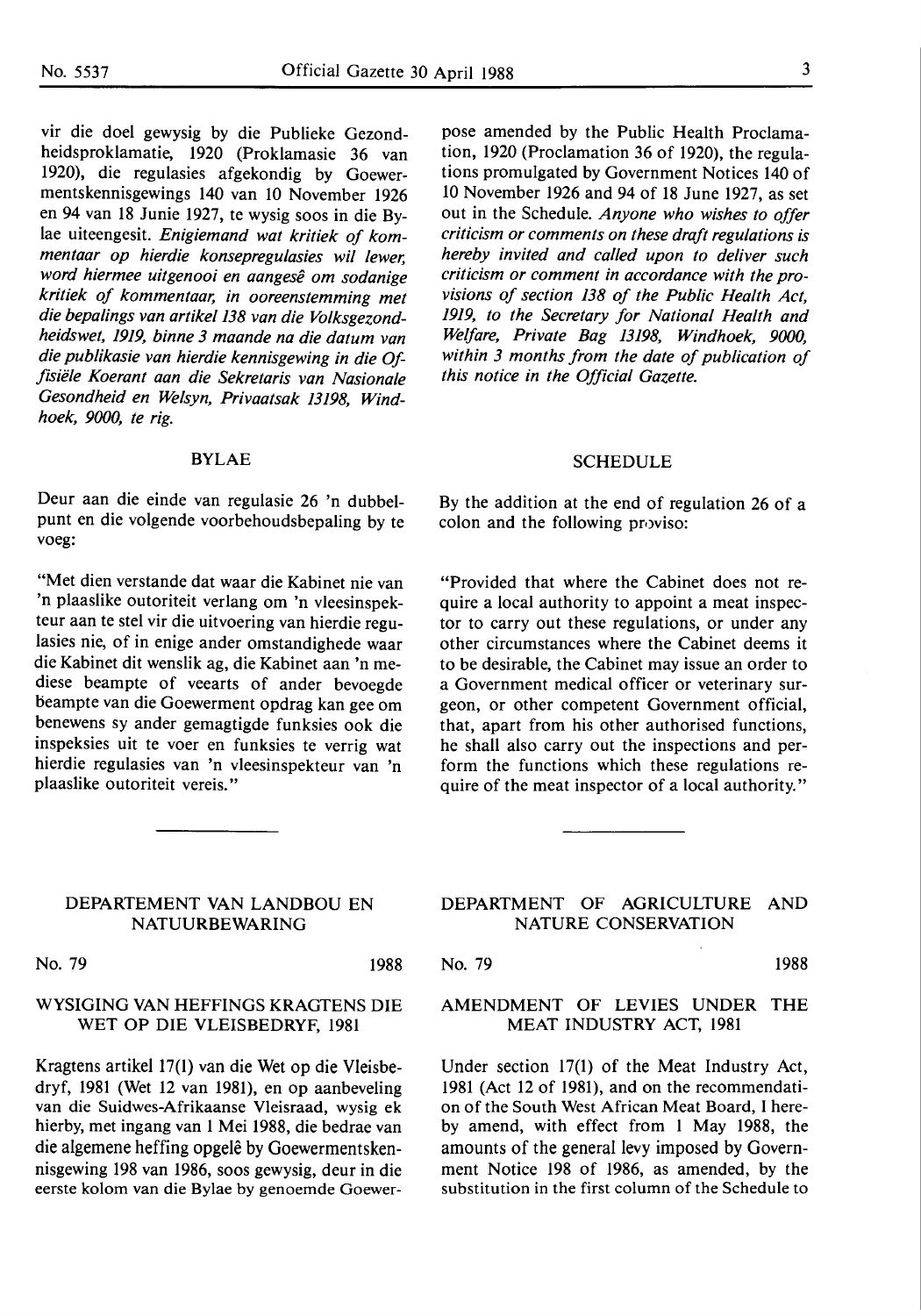vir die doel gewysig by die Publieke Gesondheidsproklamatie, 1920 (Proklamasie 36 van 1920), die regulasies afgekondig by Goewermentskennisgewings 140 van 10 November 1926 en 94 van 18 Junie 1927, te wysig soos in die Bylae uiteengesit. *Enigiemand wat kritiek of kommentaar op hierdie konsepregulasies wil lewer, word hiermee uitgenooi en aangesê om sodanige kritiek of kommentaar, in ooreenstemming met die bepalings van artikel 138 van die Volksgezondheidswet, 1919, binne 3 maande na die datum van die publikasie van hierdie kennisgewing in die Offisiële Koerant aan die Sekretaris van Nasionale Gesondheid en Welsyn, Privaatsak 13198, Windhoek, 9000, te rig.*

## BYLAE

Deur aan die einde van regulasie 26 'n dubbelpunt en die volgende voorbehoudsbepaling by te voeg:

"Met dien verstande dat waar die Kabinet nie van 'n plaaslike outoriteit verlang om 'n vleesinspekteur aan te stel vir die uitvoering van hierdie regulasies nie, of in enige ander omstandighede waar die Kabinet dit wenslik ag, die Kabinet aan 'n mediese beampte of veearts of ander bevoegde beampte van die Goewerment opdrag kan gee om benewens sy ander gemagtigde funksies ook die inspeksies uit te voer en funksies te verrig wat hierdie regulasies van 'n vleesinspekteur van 'n plaaslike outoriteit vereis."

pose amended by the Public Health Proclamation, 1920 (Proclamation 36 of 1920), the regulations promulgated by Government Notices 140 of 10 November 1926 and 94 of 18 June 1927, as set out in the Schedule. *Anyone who wishes to offer criticism or comments on these draft regulations is hereby invited and called upon to deliver such criticism or comment in accordance with the provisions of section 138 of the Public Health Act, 1919, to the Secretary for National Health and Welfare, Private Bag 13198, Windhoek, 9000, within 3 months from the date of publication of this notice in the Official Gazette.*

## SCHEDULE

By the addition at the end of regulation 26 of a colon and the following proviso:

"Provided that where the Cabinet does not require a local authority to appoint a meat inspector to carry out these regulations, or under any other circumstances where the Cabinet deems it to be desirable, the Cabinet may issue an order to a Government medical officer or veterinary surgeon, or other competent Government official, that, apart from his other authorised functions, he shall also carry out the inspections and perform the functions which these regulations require of the meat inspector of a local authority."

---

## DEPARTEMENT VAN LANDBOU EN NATUURBEWARING

No. 79 1988

### WYSIGING VAN HEFFINGS KRAGTENS DIE WET OP DIE VLEISBEDRYF, 1981

Kragtens artikel 17(1) van die Wet op die Vleisbedryf, 1981 (Wet 12 van 1981), en op aanbeveling van die Suidwes-Afrikaanse Vleisraad, wysig ek hierby, met ingang van 1 Mei 1988, die bedrae van die algemene heffing opgelê by Goewermentskennisgewing 198 van 1986, soos gewysig, deur in die eerste kolom van die Bylae by genoemde Goewer-

## DEPARTMENT OF AGRICULTURE AND NATURE CONSERVATION

No. 79 1988

### AMENDMENT OF LEVIES UNDER THE MEAT INDUSTRY ACT, 1981

Under section 17(1) of the Meat Industry Act, 1981 (Act 12 of 1981), and on the recommendation of the South West African Meat Board, I hereby amend, with effect from 1 May 1988, the amounts of the general levy imposed by Government Notice 198 of 1986, as amended, by the substitution in the first column of the Schedule to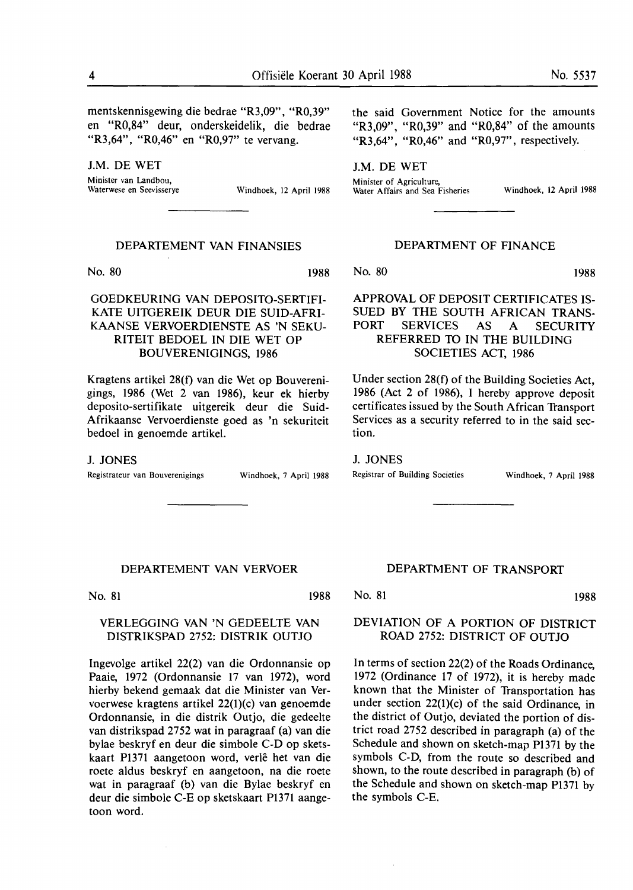mentskennisgewing die bedrae "R3,09", "R0,39" en "R0,84" deur, onderskeidelik, die bedrae "R3,64", "R0,46" en "R0,97" te vervang.

J.M. DE WET

Minister van Landbou, Waterwese en Seevisserye — Windhoek, 12 April 1988

---

### DEPARTEMENT VAN FINANSIES

No. 80 — 1988

### GOEDKEURING VAN DEPOSITO-SERTIFIKATE UITGEREIK DEUR DIE SUID-AFRIKAANSE VERVOERDIENSTE AS 'N SEKURITEIT BEDOEL IN DIE WET OP BOUVERENIGINGS, 1986

Kragtens artikel 28(f) van die Wet op Bouverenigings, 1986 (Wet 2 van 1986), keur ek hierby deposito-sertifikate uitgereik deur die Suid-Afrikaanse Vervoerdienste goed as 'n sekuriteit bedoel in genoemde artikel.

J. JONES

Registrateur van Bouverenigings — Windhoek, 7 April 1988

---

### DEPARTEMENT VAN VERVOER

No. 81 — 1988

### VERLEGGING VAN 'N GEDEELTE VAN DISTRIKSPAD 2752: DISTRIK OUTJO

Ingevolge artikel 22(2) van die Ordonnansie op Paaie, 1972 (Ordonnansie 17 van 1972), word hierby bekend gemaak dat die Minister van Vervoerwese kragtens artikel 22(1)(c) van genoemde Ordonnansie, in die distrik Outjo, die gedeelte van distrikspad 2752 wat in paragraaf (a) van die bylae beskryf en deur die simbole C-D op sketskaart P1371 aangetoon word, verlê het van die roete aldus beskryf en aangetoon, na die roete wat in paragraaf (b) van die Bylae beskryf en deur die simbole C-E op sketskaart P1371 aangetoon word.

---

the said Government Notice for the amounts "R3,09", "R0,39" and "R0,84" of the amounts "R3,64", "R0,46" and "R0,97", respectively.

J.M. DE WET

Minister of Agriculture, Water Affairs and Sea Fisheries — Windhoek, 12 April 1988

---

### DEPARTMENT OF FINANCE

No. 80 — 1988

### APPROVAL OF DEPOSIT CERTIFICATES ISSUED BY THE SOUTH AFRICAN TRANSPORT SERVICES AS A SECURITY REFERRED TO IN THE BUILDING SOCIETIES ACT, 1986

Under section 28(f) of the Building Societies Act, 1986 (Act 2 of 1986), I hereby approve deposit certificates issued by the South African Transport Services as a security referred to in the said section.

J. JONES

Registrar of Building Societies — Windhoek, 7 April 1988

---

### DEPARTMENT OF TRANSPORT

No. 81 — 1988

### DEVIATION OF A PORTION OF DISTRICT ROAD 2752: DISTRICT OF OUTJO

In terms of section 22(2) of the Roads Ordinance, 1972 (Ordinance 17 of 1972), it is hereby made known that the Minister of Transportation has under section 22(1)(c) of the said Ordinance, in the district of Outjo, deviated the portion of district road 2752 described in paragraph (a) of the Schedule and shown on sketch-map P1371 by the symbols C-D, from the route so described and shown, to the route described in paragraph (b) of the Schedule and shown on sketch-map P1371 by the symbols C-E.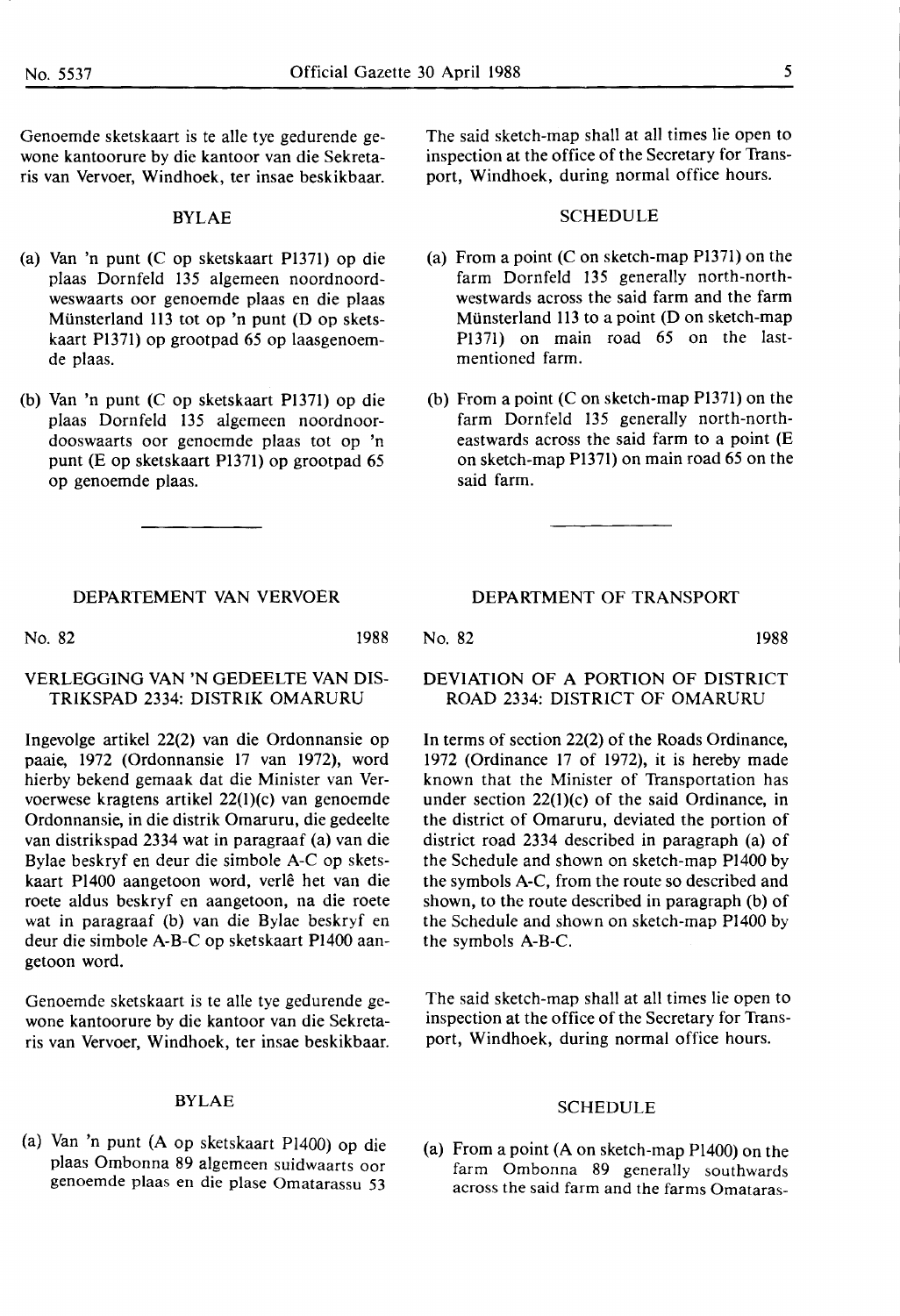Genoemde sketskaart is te alle tye gedurende gewone kantoorure by die kantoor van die Sekretaris van Vervoer, Windhoek, ter insae beskikbaar.

## BYLAE

(a) Van 'n punt (C op sketskaart P1371) op die plaas Dornfeld 135 algemeen noordnoordweswaarts oor genoemde plaas en die plaas Münsterland 113 tot op 'n punt (D op sketskaart P1371) op grootpad 65 op laasgenoemde plaas.

(b) Van 'n punt (C op sketskaart P1371) op die plaas Dornfeld 135 algemeen noordnoordooswaarts oor genoemde plaas tot op 'n punt (E op sketskaart P1371) op grootpad 65 op genoemde plaas.

The said sketch-map shall at all times lie open to inspection at the office of the Secretary for Transport, Windhoek, during normal office hours.

## SCHEDULE

(a) From a point (C on sketch-map P1371) on the farm Dornfeld 135 generally north-northwestwards across the said farm and the farm Münsterland 113 to a point (D on sketch-map P1371) on main road 65 on the last-mentioned farm.

(b) From a point (C on sketch-map P1371) on the farm Dornfeld 135 generally north-northeastwards across the said farm to a point (E on sketch-map P1371) on main road 65 on the said farm.

---

## DEPARTEMENT VAN VERVOER

No. 82 1988

### VERLEGGING VAN 'N GEDEELTE VAN DISTRIKSPAD 2334: DISTRIK OMARURU

Ingevolge artikel 22(2) van die Ordonnansie op paaie, 1972 (Ordonnansie 17 van 1972), word hierby bekend gemaak dat die Minister van Vervoerwese kragtens artikel 22(1)(c) van genoemde Ordonnansie, in die distrik Omaruru, die gedeelte van distrikspad 2334 wat in paragraaf (a) van die Bylae beskryf en deur die simbole A-C op sketskaart P1400 aangetoon word, verlê het van die roete aldus beskryf en aangetoon, na die roete wat in paragraaf (b) van die Bylae beskryf en deur die simbole A-B-C op sketskaart P1400 aangetoon word.

Genoemde sketskaart is te alle tye gedurende gewone kantoorure by die kantoor van die Sekretaris van Vervoer, Windhoek, ter insae beskikbaar.

## BYLAE

(a) Van 'n punt (A op sketskaart P1400) op die plaas Ombonna 89 algemeen suidwaarts oor genoemde plaas en die plase Omatarassu 53

## DEPARTMENT OF TRANSPORT

No. 82 1988

### DEVIATION OF A PORTION OF DISTRICT ROAD 2334: DISTRICT OF OMARURU

In terms of section 22(2) of the Roads Ordinance, 1972 (Ordinance 17 of 1972), it is hereby made known that the Minister of Transportation has under section 22(1)(c) of the said Ordinance, in the district of Omaruru, deviated the portion of district road 2334 described in paragraph (a) of the Schedule and shown on sketch-map P1400 by the symbols A-C, from the route so described and shown, to the route described in paragraph (b) of the Schedule and shown on sketch-map P1400 by the symbols A-B-C.

The said sketch-map shall at all times lie open to inspection at the office of the Secretary for Transport, Windhoek, during normal office hours.

## SCHEDULE

(a) From a point (A on sketch-map P1400) on the farm Ombonna 89 generally southwards across the said farm and the farms Omataras-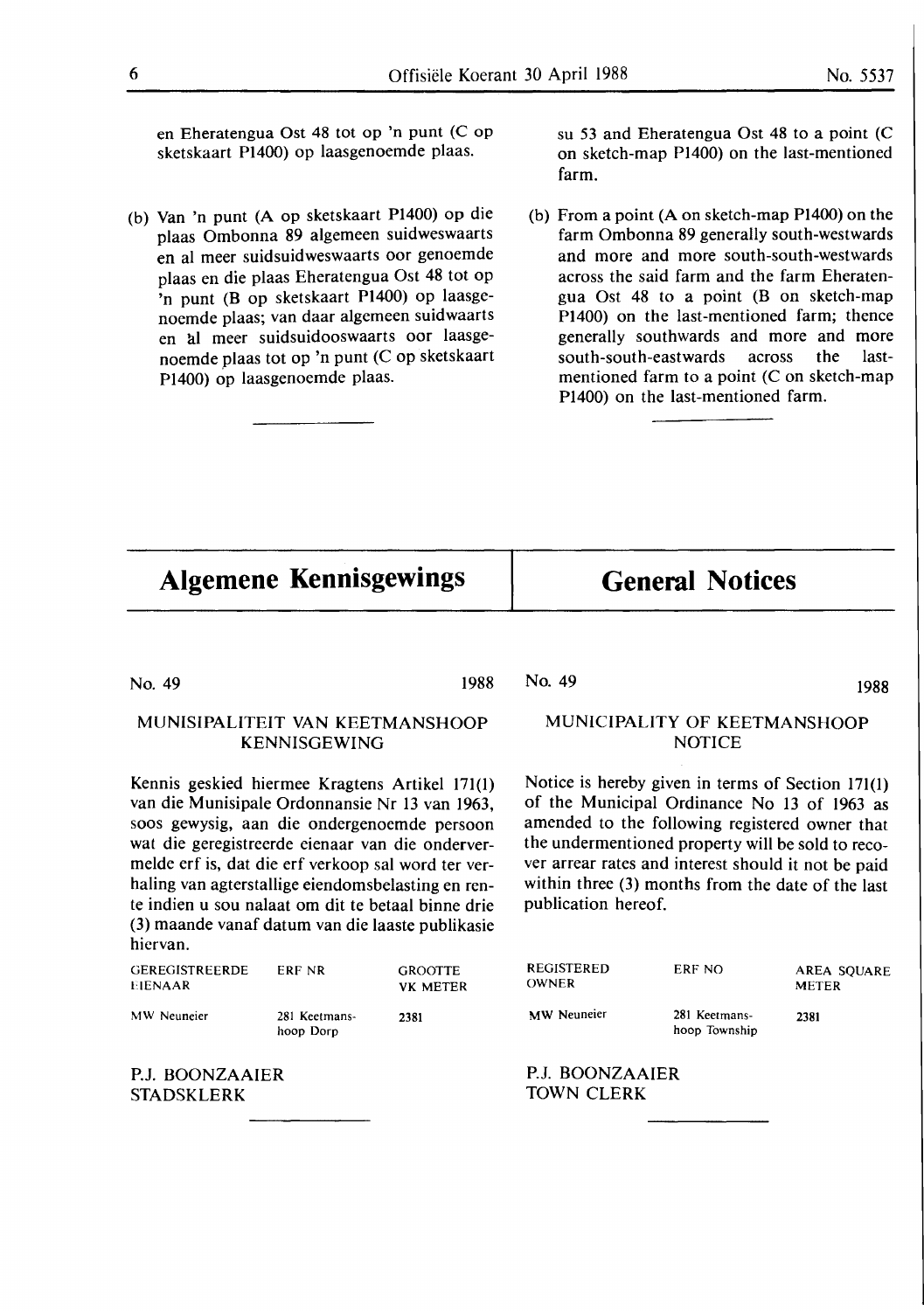en Eheratengua Ost 48 tot op 'n punt (C op sketskaart P1400) op laasgenoemde plaas.

(b) Van 'n punt (A op sketskaart P1400) op die plaas Ombonna 89 algemeen suidweswaarts en al meer suidsuidweswaarts oor genoemde plaas en die plaas Eheratengua Ost 48 tot op 'n punt (B op sketskaart P1400) op laasgenoemde plaas; van daar algemeen suidwaarts en al meer suidsuidooswaarts oor laasgenoemde plaas tot op 'n punt (C op sketskaart P1400) op laasgenoemde plaas.

---

su 53 and Eheratengua Ost 48 to a point (C on sketch-map P1400) on the last-mentioned farm.

(b) From a point (A on sketch-map P1400) on the farm Ombonna 89 generally south-westwards and more and more south-south-westwards across the said farm and the farm Eheratengua Ost 48 to a point (B on sketch-map P1400) on the last-mentioned farm; thence generally southwards and more and more south-south-eastwards across the last-mentioned farm to a point (C on sketch-map P1400) on the last-mentioned farm.

---

# Algemene Kennisgewings

No. 49 1988

MUNISIPALITEIT VAN KEETMANSHOOP
KENNISGEWING

Kennis geskied hiermee Kragtens Artikel 171(1) van die Munisipale Ordonnansie Nr 13 van 1963, soos gewysig, aan die ondergenoemde persoon wat die geregistreerde eienaar van die ondervermelde erf is, dat die erf verkoop sal word ter verhaling van agterstallige eiendomsbelasting en rente indien u sou nalaat om dit te betaal binne drie (3) maande vanaf datum van die laaste publikasie hiervan.

| GEREGISTREERDE EIENAAR | ERF NR | GROOTTE VK METER |
|---|---|---|
| MW Neuneier | 281 Keetmanshoop Dorp | 2381 |

P.J. BOONZAAIER
STADSKLERK

---

# General Notices

No. 49 1988

MUNICIPALITY OF KEETMANSHOOP
NOTICE

Notice is hereby given in terms of Section 171(1) of the Municipal Ordinance No 13 of 1963 as amended to the following registered owner that the undermentioned property will be sold to recover arrear rates and interest should it not be paid within three (3) months from the date of the last publication hereof.

| REGISTERED OWNER | ERF NO | AREA SQUARE METER |
|---|---|---|
| MW Neuneier | 281 Keetmanshoop Township | 2381 |

P.J. BOONZAAIER
TOWN CLERK

---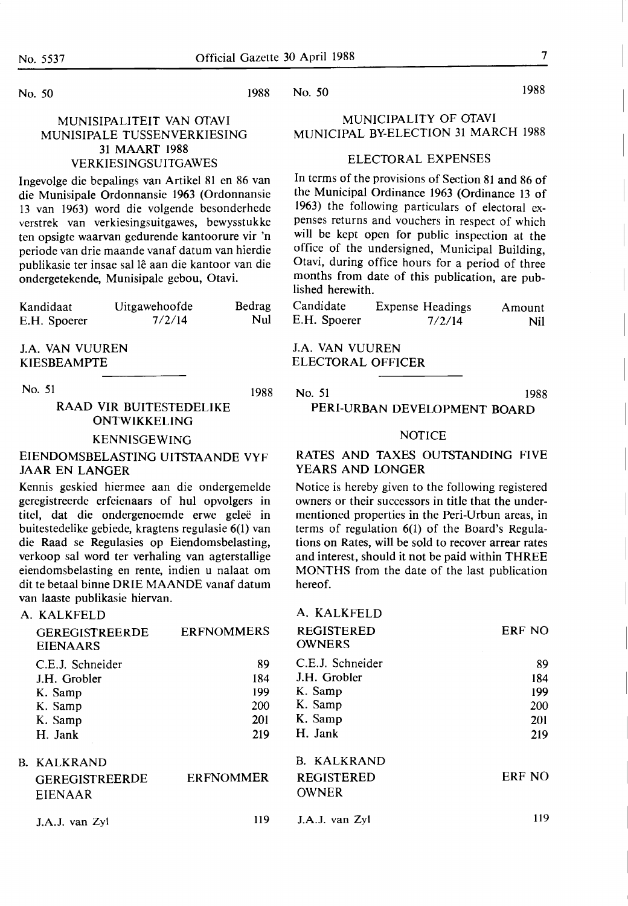No. 50 1988

## MUNISIPALITEIT VAN OTAVI MUNISIPALE TUSSENVERKIESING 31 MAART 1988 VERKIESINGSUITGAWES

Ingevolge die bepalings van Artikel 81 en 86 van die Munisipale Ordonnansie 1963 (Ordonnansie 13 van 1963) word die volgende besonderhede verstrek van verkiesingsuitgawes, bewysstukke ten opsigte waarvan gedurende kantoorure vir 'n periode van drie maande vanaf datum van hierdie publikasie ter insae sal lê aan die kantoor van die ondergetekende, Munisipale gebou, Otavi.

| Kandidaat | Uitgawehoofde | Bedrag |
|---|---|---|
| E.H. Spoerer | 7/2/14 | Nul |

J.A. VAN VUUREN
KIESBEAMPTE

---

No. 51 1988

## RAAD VIR BUITESTEDELIKE ONTWIKKELING

### KENNISGEWING

### EIENDOMSBELASTING UITSTAANDE VYF JAAR EN LANGER

Kennis geskied hiermee aan die ondergemelde geregistreerde erfeienaars of hul opvolgers in titel, dat die ondergenoemde erwe geleë in buitestedelike gebiede, kragtens regulasie 6(1) van die Raad se Regulasies op Eiendomsbelasting, verkoop sal word ter verhaling van agterstallige eiendomsbelasting en rente, indien u nalaat om dit te betaal binne DRIE MAANDE vanaf datum van laaste publikasie hiervan.

A. KALKFELD

| GEREGISTREERDE EIENAARS | ERFNOMMERS |
|---|---|
| C.E.J. Schneider | 89 |
| J.H. Grobler | 184 |
| K. Samp | 199 |
| K. Samp | 200 |
| K. Samp | 201 |
| H. Jank | 219 |

B. KALKRAND

| GEREGISTREERDE EIENAAR | ERFNOMMER |
|---|---|
| J.A.J. van Zyl | 119 |

---

No. 50 1988

## MUNICIPALITY OF OTAVI MUNICIPAL BY-ELECTION 31 MARCH 1988

### ELECTORAL EXPENSES

In terms of the provisions of Section 81 and 86 of the Municipal Ordinance 1963 (Ordinance 13 of 1963) the following particulars of electoral expenses returns and vouchers in respect of which will be kept open for public inspection at the office of the undersigned, Municipal Building, Otavi, during office hours for a period of three months from date of this publication, are published herewith.

| Candidate | Expense Headings | Amount |
|---|---|---|
| E.H. Spoerer | 7/2/14 | Nil |

J.A. VAN VUUREN
ELECTORAL OFFICER

---

No. 51 1988

## PERI-URBAN DEVELOPMENT BOARD

### NOTICE

### RATES AND TAXES OUTSTANDING FIVE YEARS AND LONGER

Notice is hereby given to the following registered owners or their successors in title that the undermentioned properties in the Peri-Urbun areas, in terms of regulation 6(1) of the Board's Regulations on Rates, will be sold to recover arrear rates and interest, should it not be paid within THREE MONTHS from the date of the last publication hereof.

A. KALKFELD

| REGISTERED OWNERS | ERF NO |
|---|---|
| C.E.J. Schneider | 89 |
| J.H. Grobler | 184 |
| K. Samp | 199 |
| K. Samp | 200 |
| K. Samp | 201 |
| H. Jank | 219 |

B. KALKRAND

| REGISTERED OWNER | ERF NO |
|---|---|
| J.A.J. van Zyl | 119 |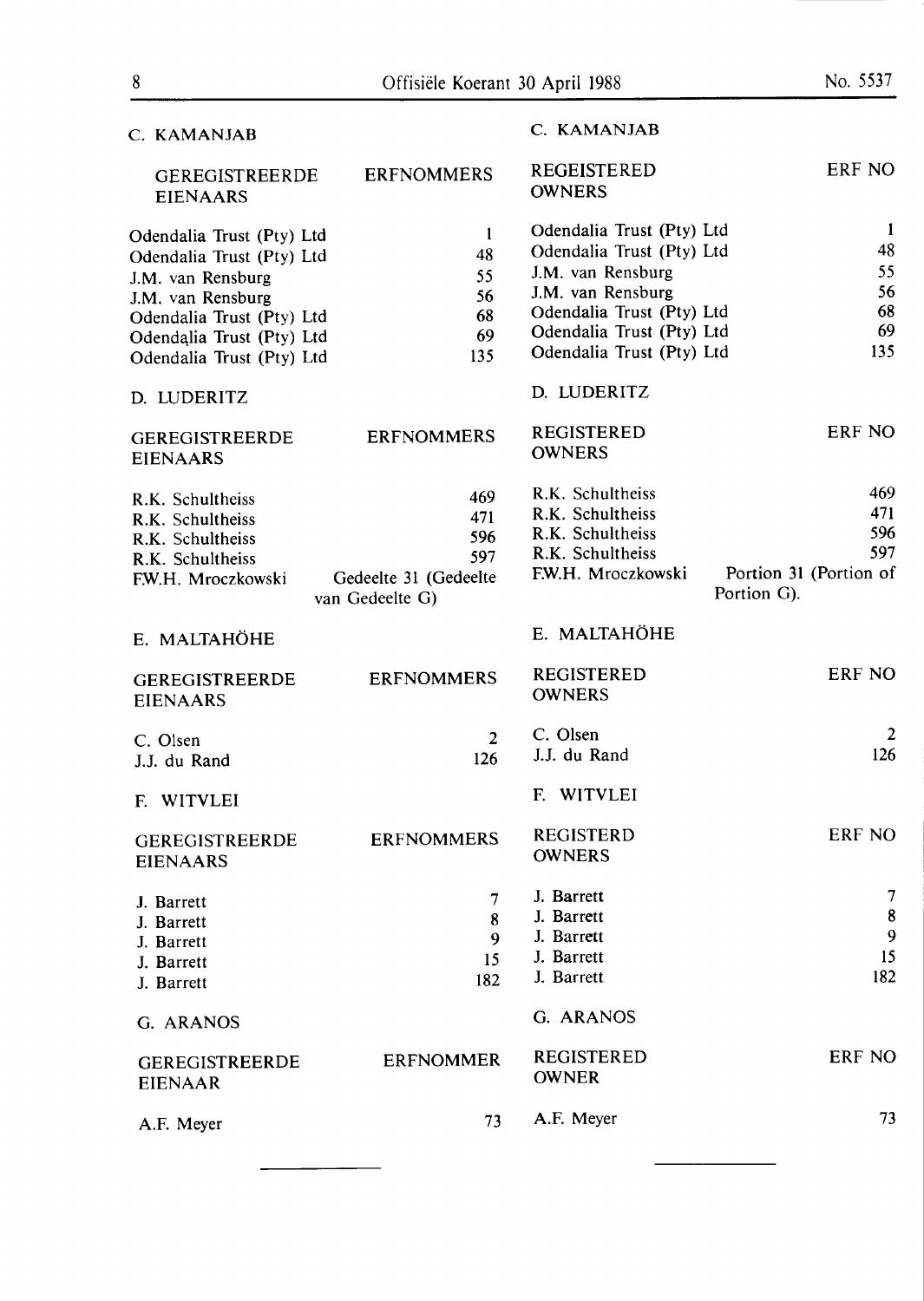## C. KAMANJAB

| GEREGISTREERDE EIENAARS | ERFNOMMERS |
|---|---|
| Odendalia Trust (Pty) Ltd | 1 |
| Odendalia Trust (Pty) Ltd | 48 |
| J.M. van Rensburg | 55 |
| J.M. van Rensburg | 56 |
| Odendalia Trust (Pty) Ltd | 68 |
| Odendalia Trust (Pty) Ltd | 69 |
| Odendalia Trust (Pty) Ltd | 135 |

## D. LUDERITZ

| GEREGISTREERDE EIENAARS | ERFNOMMERS |
|---|---|
| R.K. Schultheiss | 469 |
| R.K. Schultheiss | 471 |
| R.K. Schultheiss | 596 |
| R.K. Schultheiss | 597 |
| F.W.H. Mroczkowski | Gedeelte 31 (Gedeelte van Gedeelte G) |

## E. MALTAHÖHE

| GEREGISTREERDE EIENAARS | ERFNOMMERS |
|---|---|
| C. Olsen | 2 |
| J.J. du Rand | 126 |

## F. WITVLEI

| GEREGISTREERDE EIENAARS | ERFNOMMERS |
|---|---|
| J. Barrett | 7 |
| J. Barrett | 8 |
| J. Barrett | 9 |
| J. Barrett | 15 |
| J. Barrett | 182 |

## G. ARANOS

| GEREGISTREERDE EIENAAR | ERFNOMMER |
|---|---|
| A.F. Meyer | 73 |

## C. KAMANJAB

| REGEISTERED OWNERS | ERF NO |
|---|---|
| Odendalia Trust (Pty) Ltd | 1 |
| Odendalia Trust (Pty) Ltd | 48 |
| J.M. van Rensburg | 55 |
| J.M. van Rensburg | 56 |
| Odendalia Trust (Pty) Ltd | 68 |
| Odendalia Trust (Pty) Ltd | 69 |
| Odendalia Trust (Pty) Ltd | 135 |

## D. LUDERITZ

| REGISTERED OWNERS | ERF NO |
|---|---|
| R.K. Schultheiss | 469 |
| R.K. Schultheiss | 471 |
| R.K. Schultheiss | 596 |
| R.K. Schultheiss | 597 |
| F.W.H. Mroczkowski | Portion 31 (Portion of Portion G). |

## E. MALTAHÖHE

| REGISTERED OWNERS | ERF NO |
|---|---|
| C. Olsen | 2 |
| J.J. du Rand | 126 |

## F. WITVLEI

| REGISTERD OWNERS | ERF NO |
|---|---|
| J. Barrett | 7 |
| J. Barrett | 8 |
| J. Barrett | 9 |
| J. Barrett | 15 |
| J. Barrett | 182 |

## G. ARANOS

| REGISTERED OWNER | ERF NO |
|---|---|
| A.F. Meyer | 73 |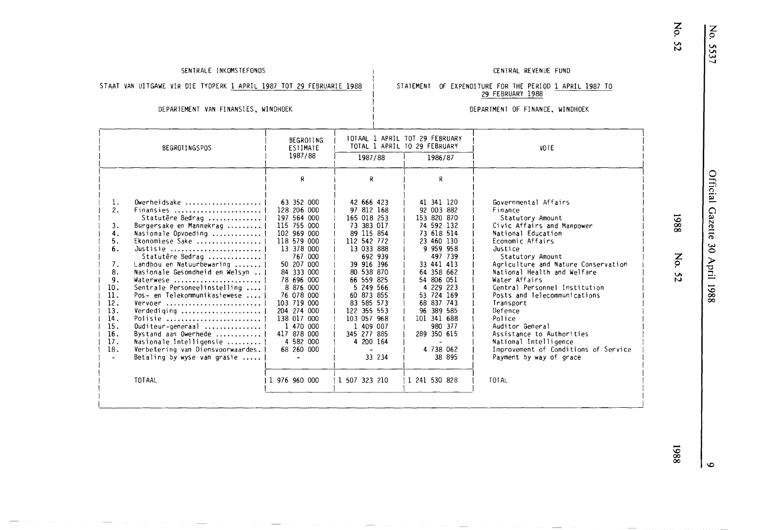SENTRALE INKOMSTEFONDS

STAAT VAN UITGAWE VIR DIE TYDPERK 1 APRIL 1987 TOT 29 FEBRUARIE 1988

DEPARTEMENT VAN FINANSIES, WINDHOEK

CENTRAL REVENUE FUND

STATEMENT OF EXPENDITURE FOR THE PERIOD 1 APRIL 1987 TO 29 FEBRUARY 1988

DEPARTMENT OF FINANCE, WINDHOEK

| BEGROTINGSPOS | BEGROTING ESTIMATE 1987/88 | TOTAAL 1 APRIL TOT 29 FEBRUARY TOTAL 1 APRIL TO 29 FEBRUARY 1987/88 | 1986/87 | VOTE |
|---|---|---|---|---|
| | R | R | R | |
| 1. Owerheidsake | 63 352 000 | 42 666 423 | 41 341 120 | Governmental Affairs |
| 2. Finansies | 128 206 000 | 97 812 168 | 92 003 882 | Finance |
| Statutêre Bedrag | 197 564 000 | 165 018 253 | 153 820 870 | Statutory Amount |
| 3. Burgersake en Mannekrag | 115 755 000 | 73 383 017 | 74 592 132 | Civic Affairs and Manpower |
| 4. Nasionale Opvoeding | 102 969 000 | 89 115 854 | 73 618 514 | National Education |
| 5. Ekonomiese Sake | 118 579 000 | 112 542 772 | 23 460 130 | Economic Affairs |
| 6. Justisie | 13 378 000 | 13 033 888 | 9 959 958 | Justice |
| Statutêre Bedrag | 767 000 | 692 939 | 497 739 | Statutory Amount |
| 7. Landbou en Natuurbewaring | 50 207 000 | 39 916 396 | 33 441 413 | Agriculture and Nature Conservation |
| 8. Nasionale Gesondheid en Welsyn | 84 333 000 | 80 538 870 | 64 358 662 | National Health and Welfare |
| 9. Waterwese | 78 696 000 | 66 559 825 | 54 806 051 | Water Affairs |
| 10. Sentrale Personeelinstelling | 8 876 000 | 5 249 566 | 4 229 223 | Central Personnel Institution |
| 11. Pos- en Telekommunikasiewese | 76 078 000 | 60 873 855 | 53 724 169 | Posts and Telecommunications |
| 12. Vervoer | 103 719 000 | 83 585 573 | 68 837 743 | Transport |
| 13. Verdediging | 204 274 000 | 122 355 553 | 96 389 585 | Defence |
| 14. Polisie | 138 017 000 | 103 057 968 | 101 341 688 | Police |
| 15. Ouditeur-generaal | 1 470 000 | 1 409 007 | 980 377 | Auditor General |
| 16. Bystand aan Owerhede | 417 878 000 | 345 277 885 | 289 350 615 | Assistance to Authorities |
| 17. Nasionale Intelligensie | 4 582 000 | 4 200 164 | - | National Intelligence |
| 18. Verbetering van Diensvoorwaardes. | 68 260 000 | - | 4 738 062 | Improvement of Conditions of Service |
| - Betaling by wyse van grasie | - | 33 234 | 38 895 | Payment by way of grace |
| TOTAAL | 1 976 960 000 | 1 507 323 210 | 1 241 530 828 | TOTAL |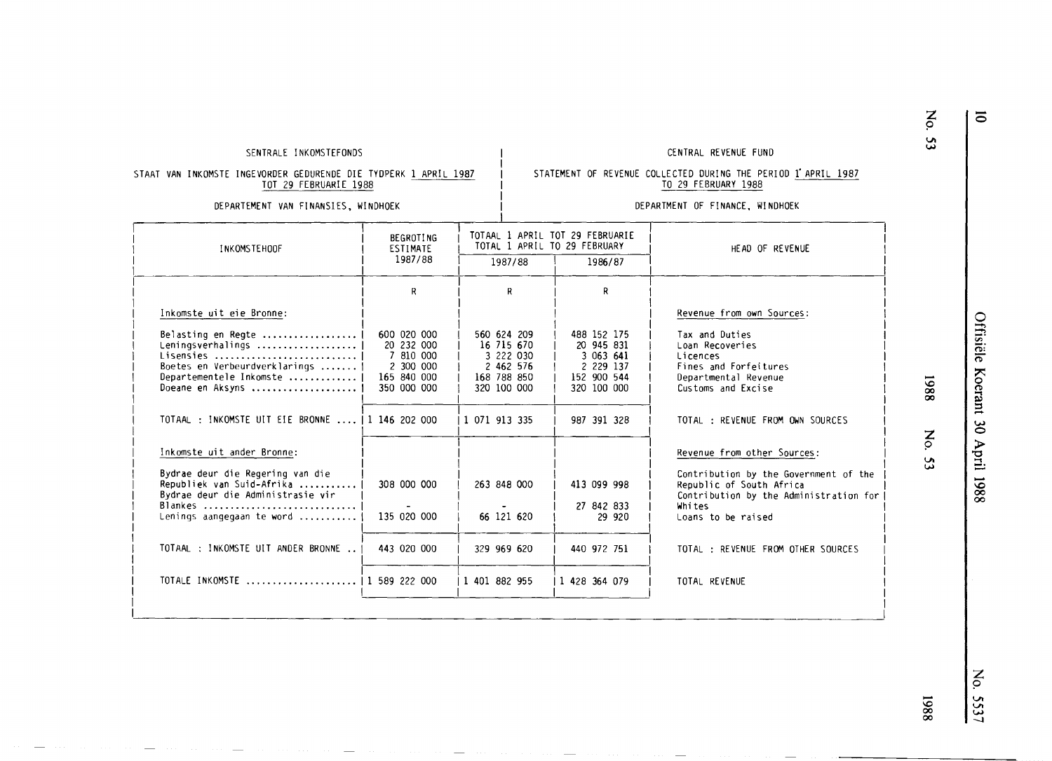SENTRALE INKOMSTEFONDS

STAAT VAN INKOMSTE INGEVORDER GEDURENDE DIE TYDPERK 1 APRIL 1987 TOT 29 FEBRUARIE 1988

DEPARTEMENT VAN FINANSIES, WINDHOEK

CENTRAL REVENUE FUND

STATEMENT OF REVENUE COLLECTED DURING THE PERIOD 1 APRIL 1987 TO 29 FEBRUARY 1988

DEPARTMENT OF FINANCE, WINDHOEK

| INKOMSTEHOOF | BEGROTING ESTIMATE 1987/88 | TOTAAL 1 APRIL TOT 29 FEBRUARIE TOTAL 1 APRIL TO 29 FEBRUARY 1987/88 | 1986/87 | HEAD OF REVENUE |
|---|---|---|---|---|
| | R | R | R | |
| Inkomste uit eie Bronne: | | | | Revenue from own Sources: |
| Belasting en Regte .................. | 600 020 000 | 560 624 209 | 488 152 175 | Tax and Duties |
| Leningsverhalings .................. | 20 232 000 | 16 715 670 | 20 945 831 | Loan Recoveries |
| Lisensies .......................... | 7 810 000 | 3 222 030 | 3 063 641 | Licences |
| Boetes en Verbeurdverklarings ....... | 2 300 000 | 2 462 576 | 2 229 137 | Fines and Forfeitures |
| Departementele Inkomste ............ | 165 840 000 | 168 788 850 | 152 900 544 | Departmental Revenue |
| Doeane en Aksyns ................... | 350 000 000 | 320 100 000 | 320 100 000 | Customs and Excise |
| TOTAAL : INKOMSTE UIT EIE BRONNE .... | 1 146 202 000 | 1 071 913 335 | 987 391 328 | TOTAL : REVENUE FROM OWN SOURCES |
| Inkomste uit ander Bronne: | | | | Revenue from other Sources: |
| Bydrae deur die Regering van die Republiek van Suid-Afrika ........... | 308 000 000 | 263 848 000 | 413 099 998 | Contribution by the Government of the Republic of South Africa |
| Bydrae deur die Administrasie vir Blankes ............................ | - | - | 27 842 833 | Contribution by the Administration for Whites |
| Lenings aangegaan te word ........... | 135 020 000 | 66 121 620 | 29 920 | Loans to be raised |
| TOTAAL : INKOMSTE UIT ANDER BRONNE .. | 443 020 000 | 329 969 620 | 440 972 751 | TOTAL : REVENUE FROM OTHER SOURCES |
| TOTALE INKOMSTE ..................... | 1 589 222 000 | 1 401 882 955 | 1 428 364 079 | TOTAL REVENUE |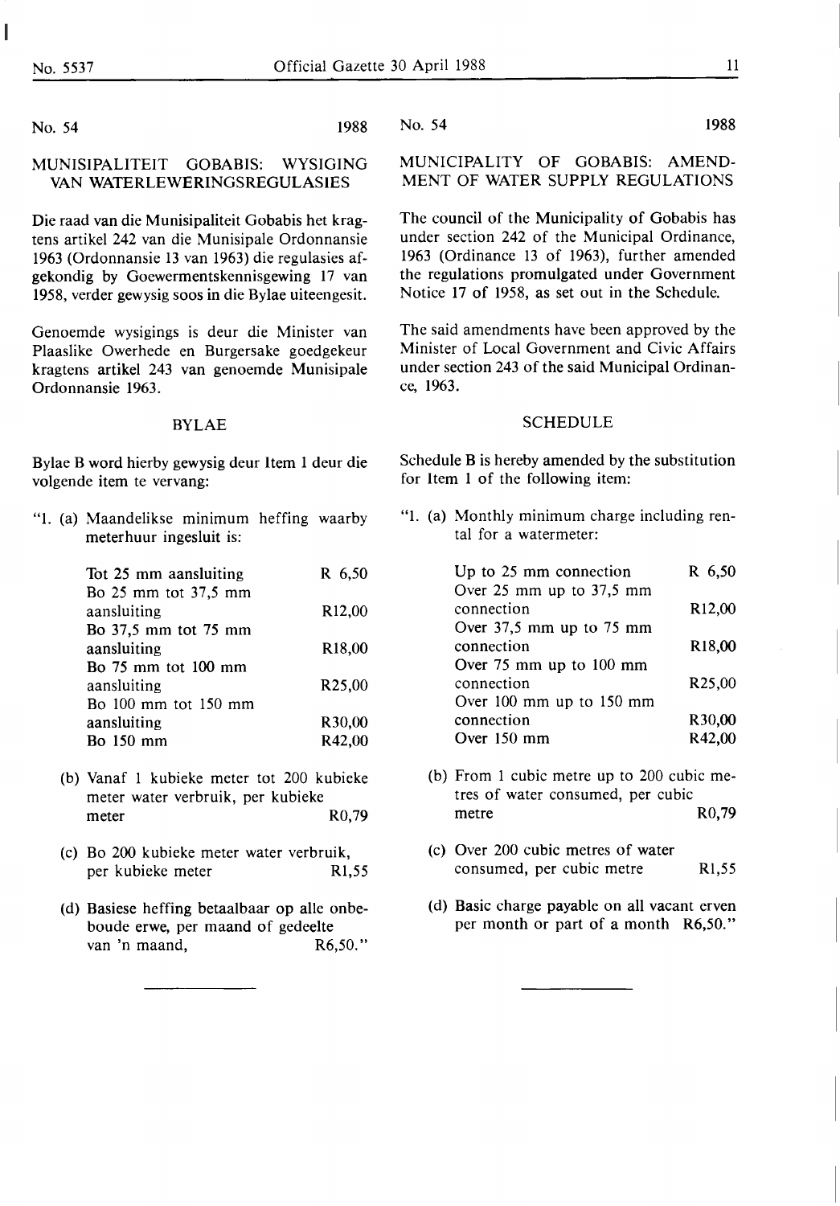No. 54 1988

## MUNISIPALITEIT GOBABIS: WYSIGING VAN WATERLEWERINGSREGULASIES

Die raad van die Munisipaliteit Gobabis het kragtens artikel 242 van die Munisipale Ordonnansie 1963 (Ordonnansie 13 van 1963) die regulasies afgekondig by Goewermentskennisgewing 17 van 1958, verder gewysig soos in die Bylae uiteengesit.

Genoemde wysigings is deur die Minister van Plaaslike Owerhede en Burgersake goedgekeur kragtens artikel 243 van genoemde Munisipale Ordonnansie 1963.

### BYLAE

Bylae B word hierby gewysig deur Item 1 deur die volgende item te vervang:

"1. (a) Maandelikse minimum heffing waarby meterhuur ingesluit is:

| | |
|---|---|
| Tot 25 mm aansluiting | R 6,50 |
| Bo 25 mm tot 37,5 mm aansluiting | R12,00 |
| Bo 37,5 mm tot 75 mm aansluiting | R18,00 |
| Bo 75 mm tot 100 mm aansluiting | R25,00 |
| Bo 100 mm tot 150 mm aansluiting | R30,00 |
| Bo 150 mm | R42,00 |

(b) Vanaf 1 kubieke meter tot 200 kubieke meter water verbruik, per kubieke meter R0,79

(c) Bo 200 kubieke meter water verbruik, per kubieke meter R1,55

(d) Basiese heffing betaalbaar op alle onbeboude erwe, per maand of gedeelte van 'n maand, R6,50."

---

No. 54 1988

## MUNICIPALITY OF GOBABIS: AMENDMENT OF WATER SUPPLY REGULATIONS

The council of the Municipality of Gobabis has under section 242 of the Municipal Ordinance, 1963 (Ordinance 13 of 1963), further amended the regulations promulgated under Government Notice 17 of 1958, as set out in the Schedule.

The said amendments have been approved by the Minister of Local Government and Civic Affairs under section 243 of the said Municipal Ordinance, 1963.

### SCHEDULE

Schedule B is hereby amended by the substitution for Item 1 of the following item:

"1. (a) Monthly minimum charge including rental for a watermeter:

| | |
|---|---|
| Up to 25 mm connection | R 6,50 |
| Over 25 mm up to 37,5 mm connection | R12,00 |
| Over 37,5 mm up to 75 mm connection | R18,00 |
| Over 75 mm up to 100 mm connection | R25,00 |
| Over 100 mm up to 150 mm connection | R30,00 |
| Over 150 mm | R42,00 |

(b) From 1 cubic metre up to 200 cubic metres of water consumed, per cubic metre R0,79

(c) Over 200 cubic metres of water consumed, per cubic metre R1,55

(d) Basic charge payable on all vacant erven per month or part of a month R6,50."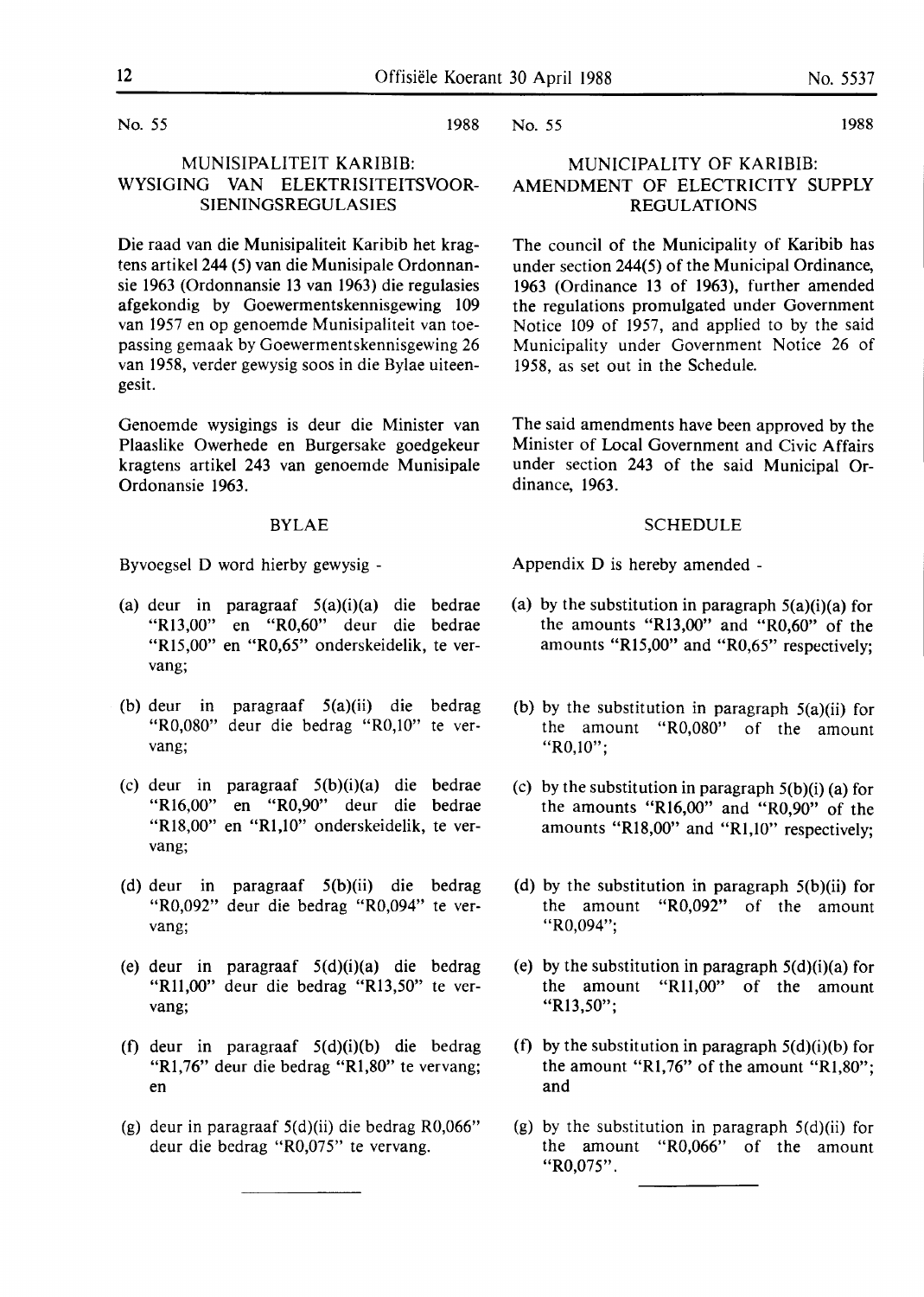No. 55 1988

## MUNISIPALITEIT KARIBIB: WYSIGING VAN ELEKTRISITEITSVOORSIENINGSREGULASIES

Die raad van die Munisipaliteit Karibib het kragtens artikel 244 (5) van die Munisipale Ordonnansie 1963 (Ordonnansie 13 van 1963) die regulasies afgekondig by Goewermentskennisgewing 109 van 1957 en op genoemde Munisipaliteit van toepassing gemaak by Goewermentskennisgewing 26 van 1958, verder gewysig soos in die Bylae uiteengesit.

Genoemde wysigings is deur die Minister van Plaaslike Owerhede en Burgersake goedgekeur kragtens artikel 243 van genoemde Munisipale Ordonansie 1963.

### BYLAE

Byvoegsel D word hierby gewysig -

(a) deur in paragraaf 5(a)(i)(a) die bedrae "R13,00" en "R0,60" deur die bedrae "R15,00" en "R0,65" onderskeidelik, te vervang;

(b) deur in paragraaf 5(a)(ii) die bedrag "R0,080" deur die bedrag "R0,10" te vervang;

(c) deur in paragraaf 5(b)(i)(a) die bedrae "R16,00" en "R0,90" deur die bedrae "R18,00" en "R1,10" onderskeidelik, te vervang;

(d) deur in paragraaf 5(b)(ii) die bedrag "R0,092" deur die bedrag "R0,094" te vervang;

(e) deur in paragraaf 5(d)(i)(a) die bedrag "R11,00" deur die bedrag "R13,50" te vervang;

(f) deur in paragraaf 5(d)(i)(b) die bedrag "R1,76" deur die bedrag "R1,80" te vervang; en

(g) deur in paragraaf 5(d)(ii) die bedrag R0,066" deur die bedrag "R0,075" te vervang.

---

No. 55 1988

## MUNICIPALITY OF KARIBIB: AMENDMENT OF ELECTRICITY SUPPLY REGULATIONS

The council of the Municipality of Karibib has under section 244(5) of the Municipal Ordinance, 1963 (Ordinance 13 of 1963), further amended the regulations promulgated under Government Notice 109 of 1957, and applied to by the said Municipality under Government Notice 26 of 1958, as set out in the Schedule.

The said amendments have been approved by the Minister of Local Government and Civic Affairs under section 243 of the said Municipal Ordinance, 1963.

### SCHEDULE

Appendix D is hereby amended -

(a) by the substitution in paragraph 5(a)(i)(a) for the amounts "R13,00" and "R0,60" of the amounts "R15,00" and "R0,65" respectively;

(b) by the substitution in paragraph 5(a)(ii) for the amount "R0,080" of the amount "R0,10";

(c) by the substitution in paragraph 5(b)(i) (a) for the amounts "R16,00" and "R0,90" of the amounts "R18,00" and "R1,10" respectively;

(d) by the substitution in paragraph 5(b)(ii) for the amount "R0,092" of the amount "R0,094";

(e) by the substitution in paragraph 5(d)(i)(a) for the amount "R11,00" of the amount "R13,50";

(f) by the substitution in paragraph 5(d)(i)(b) for the amount "R1,76" of the amount "R1,80"; and

(g) by the substitution in paragraph 5(d)(ii) for the amount "R0,066" of the amount "R0,075".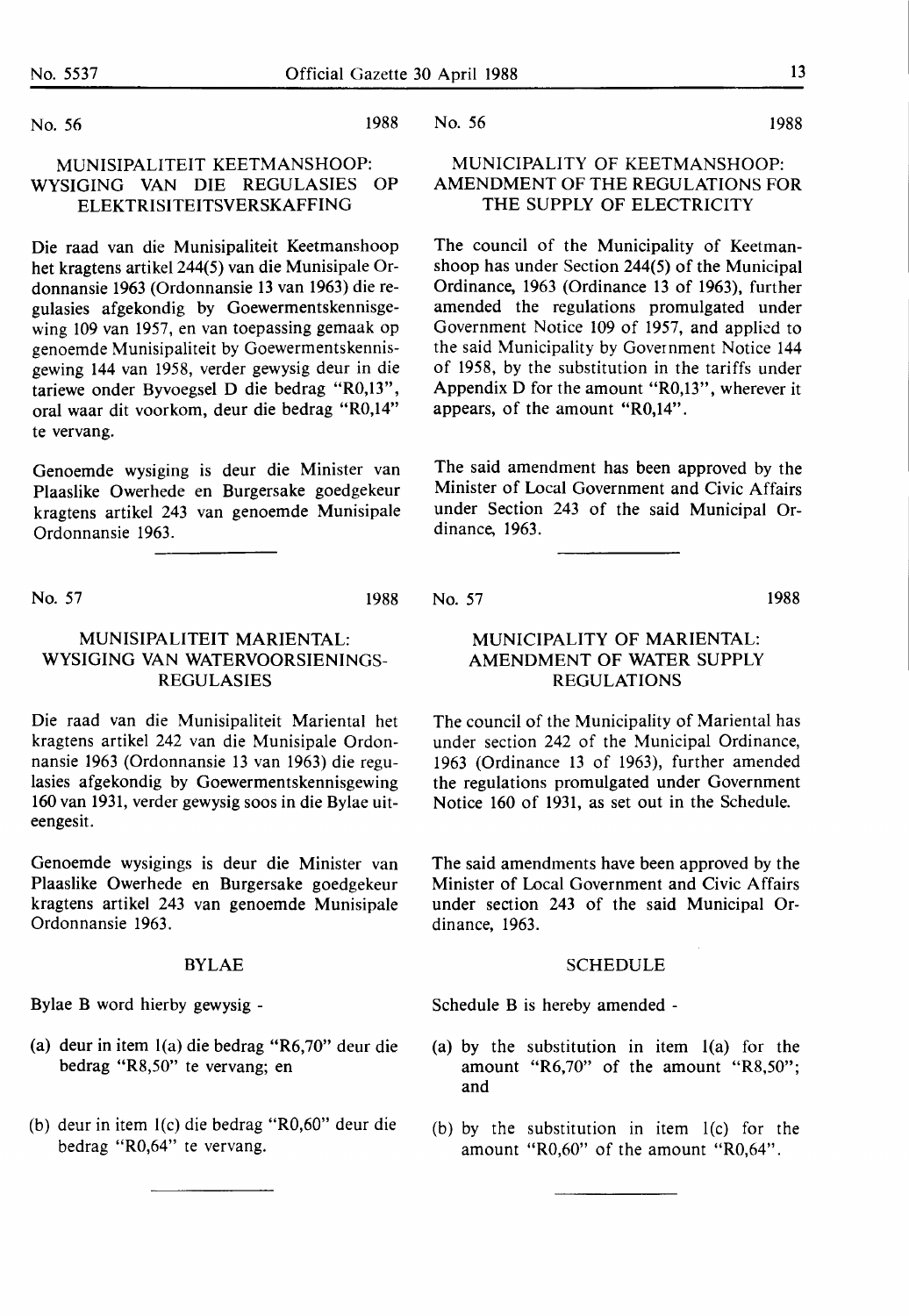No. 56 1988

## MUNISIPALITEIT KEETMANSHOOP: WYSIGING VAN DIE REGULASIES OP ELEKTRISITEITSVERSKAFFING

Die raad van die Munisipaliteit Keetmanshoop het kragtens artikel 244(5) van die Munisipale Ordonnansie 1963 (Ordonnansie 13 van 1963) die regulasies afgekondig by Goewermentskennisgewing 109 van 1957, en van toepassing gemaak op genoemde Munisipaliteit by Goewermentskennisgewing 144 van 1958, verder gewysig deur in die tariewe onder Byvoegsel D die bedrag "R0,13", oral waar dit voorkom, deur die bedrag "R0,14" te vervang.

Genoemde wysiging is deur die Minister van Plaaslike Owerhede en Burgersake goedgekeur kragtens artikel 243 van genoemde Munisipale Ordonnansie 1963.

No. 56 1988

## MUNICIPALITY OF KEETMANSHOOP: AMENDMENT OF THE REGULATIONS FOR THE SUPPLY OF ELECTRICITY

The council of the Municipality of Keetmanshoop has under Section 244(5) of the Municipal Ordinance, 1963 (Ordinance 13 of 1963), further amended the regulations promulgated under Government Notice 109 of 1957, and applied to the said Municipality by Government Notice 144 of 1958, by the substitution in the tariffs under Appendix D for the amount "R0,13", wherever it appears, of the amount "R0,14".

The said amendment has been approved by the Minister of Local Government and Civic Affairs under Section 243 of the said Municipal Ordinance, 1963.

---

No. 57 1988

## MUNISIPALITEIT MARIENTAL: WYSIGING VAN WATERVOORSIENINGS-REGULASIES

Die raad van die Munisipaliteit Mariental het kragtens artikel 242 van die Munisipale Ordonnansie 1963 (Ordonnansie 13 van 1963) die regulasies afgekondig by Goewermentskennisgewing 160 van 1931, verder gewysig soos in die Bylae uiteengesit.

Genoemde wysigings is deur die Minister van Plaaslike Owerhede en Burgersake goedgekeur kragtens artikel 243 van genoemde Munisipale Ordonnansie 1963.

### BYLAE

Bylae B word hierby gewysig -

(a) deur in item 1(a) die bedrag "R6,70" deur die bedrag "R8,50" te vervang; en

(b) deur in item 1(c) die bedrag "R0,60" deur die bedrag "R0,64" te vervang.

No. 57 1988

## MUNICIPALITY OF MARIENTAL: AMENDMENT OF WATER SUPPLY REGULATIONS

The council of the Municipality of Mariental has under section 242 of the Municipal Ordinance, 1963 (Ordinance 13 of 1963), further amended the regulations promulgated under Government Notice 160 of 1931, as set out in the Schedule.

The said amendments have been approved by the Minister of Local Government and Civic Affairs under section 243 of the said Municipal Ordinance, 1963.

### SCHEDULE

Schedule B is hereby amended -

(a) by the substitution in item 1(a) for the amount "R6,70" of the amount "R8,50"; and

(b) by the substitution in item 1(c) for the amount "R0,60" of the amount "R0,64".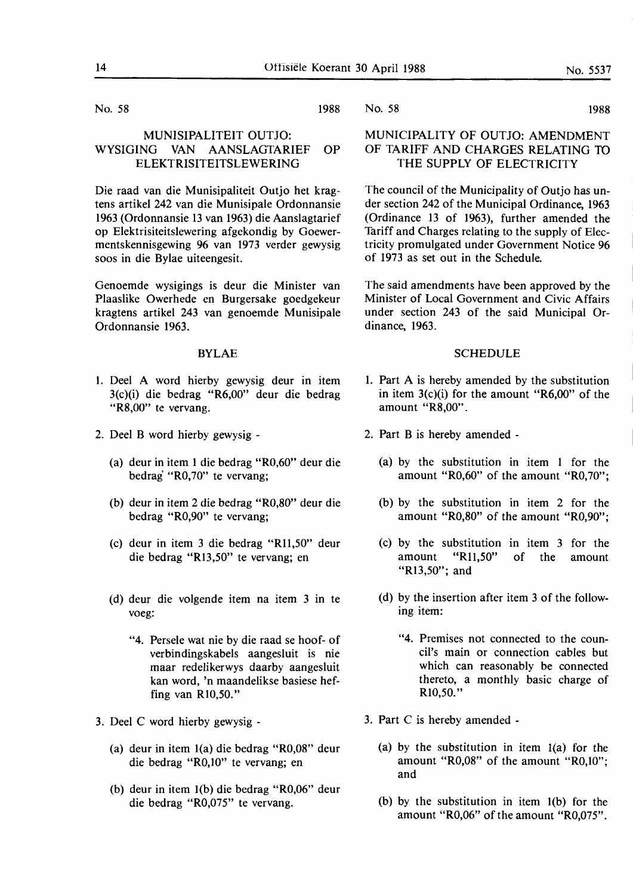No. 58 1988

## MUNISIPALITEIT OUTJO: WYSIGING VAN AANSLAGTARIEF OP ELEKTRISITEITSLEWERING

Die raad van die Munisipaliteit Outjo het kragtens artikel 242 van die Munisipale Ordonnansie 1963 (Ordonnansie 13 van 1963) die Aanslagtarief op Elektrisiteitslewering afgekondig by Goewermentskennisgewing 96 van 1973 verder gewysig soos in die Bylae uiteengesit.

Genoemde wysigings is deur die Minister van Plaaslike Owerhede en Burgersake goedgekeur kragtens artikel 243 van genoemde Munisipale Ordonnansie 1963.

### BYLAE

1. Deel A word hierby gewysig deur in item 3(c)(i) die bedrag "R6,00" deur die bedrag "R8,00" te vervang.
2. Deel B word hierby gewysig -
   - (a) deur in item 1 die bedrag "R0,60" deur die bedrag "R0,70" te vervang;
   - (b) deur in item 2 die bedrag "R0,80" deur die bedrag "R0,90" te vervang;
   - (c) deur in item 3 die bedrag "R11,50" deur die bedrag "R13,50" te vervang; en
   - (d) deur die volgende item na item 3 in te voeg:

     "4. Persele wat nie by die raad se hoof- of verbindingskabels aangesluit is nie maar redelikerwys daarby aangesluit kan word, 'n maandelikse basiese heffing van R10,50."
3. Deel C word hierby gewysig -
   - (a) deur in item 1(a) die bedrag "R0,08" deur die bedrag "R0,10" te vervang; en
   - (b) deur in item 1(b) die bedrag "R0,06" deur die bedrag "R0,075" te vervang.

No. 58 1988

## MUNICIPALITY OF OUTJO: AMENDMENT OF TARIFF AND CHARGES RELATING TO THE SUPPLY OF ELECTRICITY

The council of the Municipality of Outjo has under section 242 of the Municipal Ordinance, 1963 (Ordinance 13 of 1963), further amended the Tariff and Charges relating to the supply of Electricity promulgated under Government Notice 96 of 1973 as set out in the Schedule.

The said amendments have been approved by the Minister of Local Government and Civic Affairs under section 243 of the said Municipal Ordinance, 1963.

### SCHEDULE

1. Part A is hereby amended by the substitution in item 3(c)(i) for the amount "R6,00" of the amount "R8,00".
2. Part B is hereby amended -
   - (a) by the substitution in item 1 for the amount "R0,60" of the amount "R0,70";
   - (b) by the substitution in item 2 for the amount "R0,80" of the amount "R0,90";
   - (c) by the substitution in item 3 for the amount "R11,50" of the amount "R13,50"; and
   - (d) by the insertion after item 3 of the following item:

     "4. Premises not connected to the council's main or connection cables but which can reasonably be connected thereto, a monthly basic charge of R10,50."
3. Part C is hereby amended -
   - (a) by the substitution in item 1(a) for the amount "R0,08" of the amount "R0,10"; and
   - (b) by the substitution in item 1(b) for the amount "R0,06" of the amount "R0,075".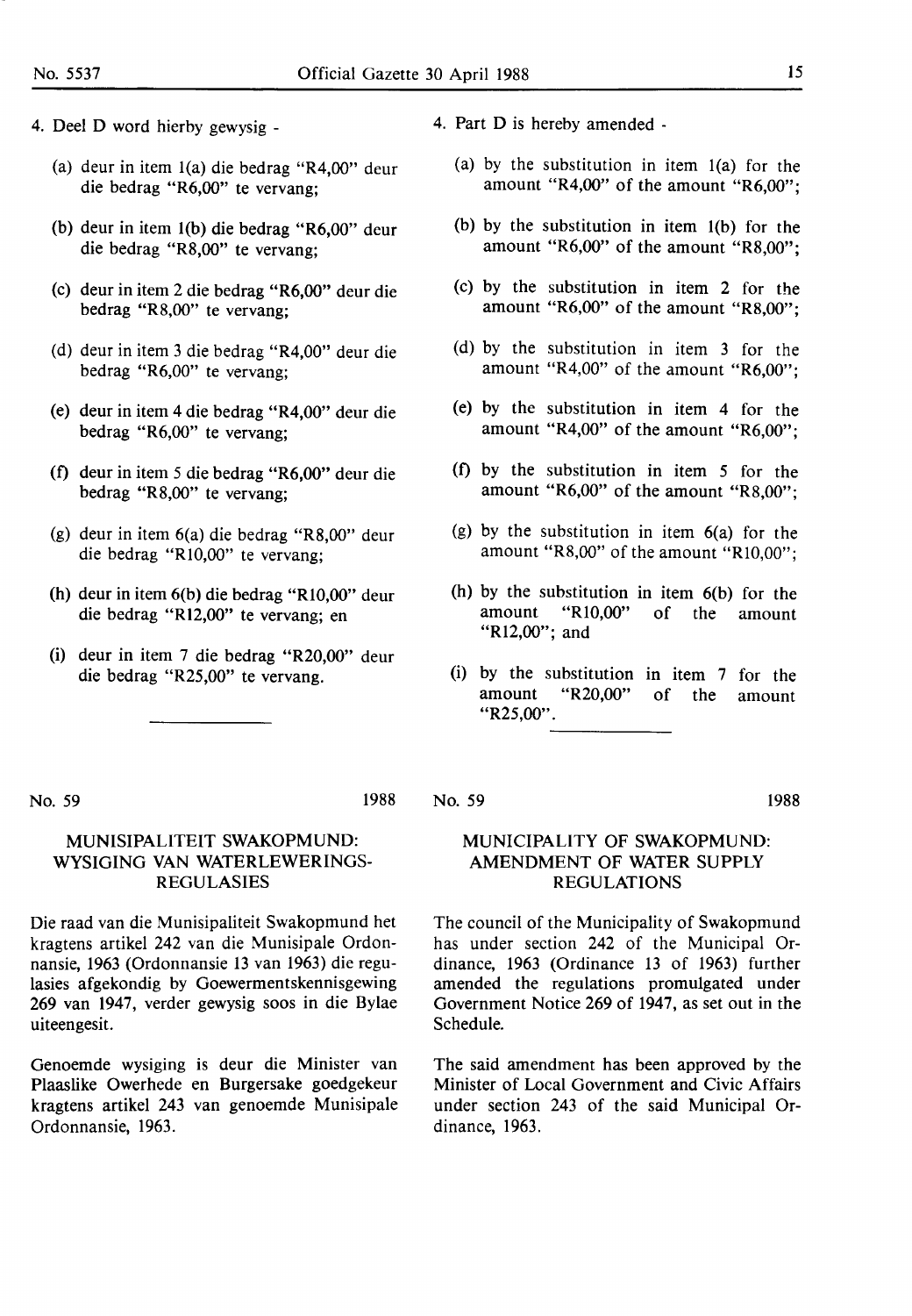4. Deel D word hierby gewysig -

(a) deur in item 1(a) die bedrag "R4,00" deur die bedrag "R6,00" te vervang;

(b) deur in item 1(b) die bedrag "R6,00" deur die bedrag "R8,00" te vervang;

(c) deur in item 2 die bedrag "R6,00" deur die bedrag "R8,00" te vervang;

(d) deur in item 3 die bedrag "R4,00" deur die bedrag "R6,00" te vervang;

(e) deur in item 4 die bedrag "R4,00" deur die bedrag "R6,00" te vervang;

(f) deur in item 5 die bedrag "R6,00" deur die bedrag "R8,00" te vervang;

(g) deur in item 6(a) die bedrag "R8,00" deur die bedrag "R10,00" te vervang;

(h) deur in item 6(b) die bedrag "R10,00" deur die bedrag "R12,00" te vervang; en

(i) deur in item 7 die bedrag "R20,00" deur die bedrag "R25,00" te vervang.

---

4. Part D is hereby amended -

(a) by the substitution in item 1(a) for the amount "R4,00" of the amount "R6,00";

(b) by the substitution in item 1(b) for the amount "R6,00" of the amount "R8,00";

(c) by the substitution in item 2 for the amount "R6,00" of the amount "R8,00";

(d) by the substitution in item 3 for the amount "R4,00" of the amount "R6,00";

(e) by the substitution in item 4 for the amount "R4,00" of the amount "R6,00";

(f) by the substitution in item 5 for the amount "R6,00" of the amount "R8,00";

(g) by the substitution in item 6(a) for the amount "R8,00" of the amount "R10,00";

(h) by the substitution in item 6(b) for the amount "R10,00" of the amount "R12,00"; and

(i) by the substitution in item 7 for the amount "R20,00" of the amount "R25,00".

---

No. 59 1988

## MUNISIPALITEIT SWAKOPMUND: WYSIGING VAN WATERLEWERINGS-REGULASIES

Die raad van die Munisipaliteit Swakopmund het kragtens artikel 242 van die Munisipale Ordonnansie, 1963 (Ordonnansie 13 van 1963) die regulasies afgekondig by Goewermentskennisgewing 269 van 1947, verder gewysig soos in die Bylae uiteengesit.

Genoemde wysiging is deur die Minister van Plaaslike Owerhede en Burgersake goedgekeur kragtens artikel 243 van genoemde Munisipale Ordonnansie, 1963.

No. 59 1988

## MUNICIPALITY OF SWAKOPMUND: AMENDMENT OF WATER SUPPLY REGULATIONS

The council of the Municipality of Swakopmund has under section 242 of the Municipal Ordinance, 1963 (Ordinance 13 of 1963) further amended the regulations promulgated under Government Notice 269 of 1947, as set out in the Schedule.

The said amendment has been approved by the Minister of Local Government and Civic Affairs under section 243 of the said Municipal Ordinance, 1963.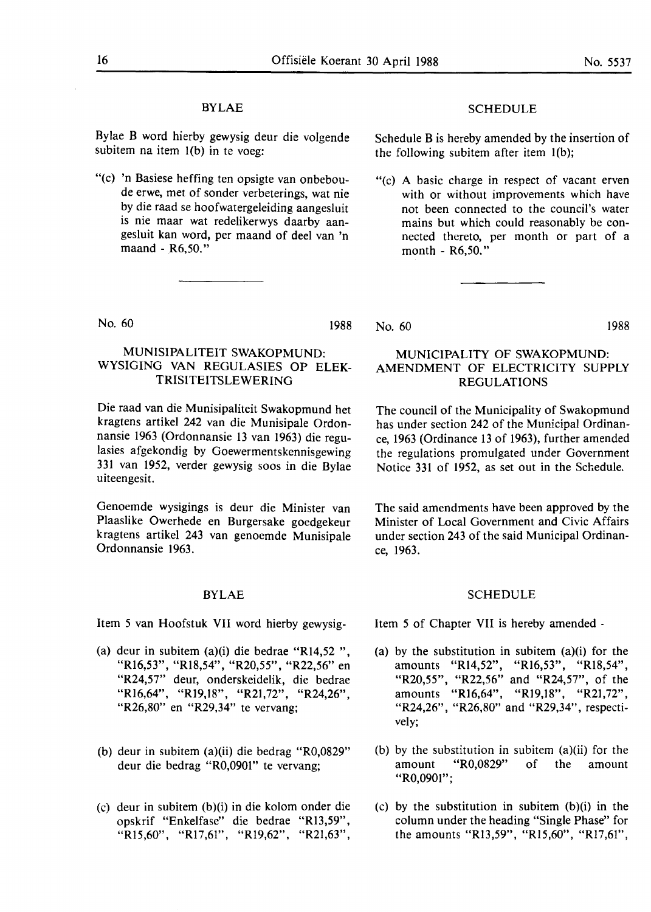## BYLAE

Bylae B word hierby gewysig deur die volgende subitem na item 1(b) in te voeg:

"(c) 'n Basiese heffing ten opsigte van onbeboude erwe, met of sonder verbeterings, wat nie by die raad se hoofwatergeleiding aangesluit is nie maar wat redelikerwys daarby aangesluit kan word, per maand of deel van 'n maand - R6,50."

## SCHEDULE

Schedule B is hereby amended by the insertion of the following subitem after item 1(b);

"(c) A basic charge in respect of vacant erven with or without improvements which have not been connected to the council's water mains but which could reasonably be connected thereto, per month or part of a month - R6,50."

---

No. 60 1988

## MUNISIPALITEIT SWAKOPMUND: WYSIGING VAN REGULASIES OP ELEKTRISITEITSLEWERING

Die raad van die Munisipaliteit Swakopmund het kragtens artikel 242 van die Munisipale Ordonnansie 1963 (Ordonnansie 13 van 1963) die regulasies afgekondig by Goewermentskennisgewing 331 van 1952, verder gewysig soos in die Bylae uiteengesit.

Genoemde wysigings is deur die Minister van Plaaslike Owerhede en Burgersake goedgekeur kragtens artikel 243 van genoemde Munisipale Ordonnansie 1963.

## BYLAE

Item 5 van Hoofstuk VII word hierby gewysig-

(a) deur in subitem (a)(i) die bedrae "R14,52 ", "R16,53", "R18,54", "R20,55", "R22,56" en "R24,57" deur, onderskeidelik, die bedrae "R16,64", "R19,18", "R21,72", "R24,26", "R26,80" en "R29,34" te vervang;

(b) deur in subitem (a)(ii) die bedrag "R0,0829" deur die bedrag "R0,0901" te vervang;

(c) deur in subitem (b)(i) in die kolom onder die opskrif "Enkelfase" die bedrae "R13,59", "R15,60", "R17,61", "R19,62", "R21,63",

No. 60 1988

## MUNICIPALITY OF SWAKOPMUND: AMENDMENT OF ELECTRICITY SUPPLY REGULATIONS

The council of the Municipality of Swakopmund has under section 242 of the Municipal Ordinance, 1963 (Ordinance 13 of 1963), further amended the regulations promulgated under Government Notice 331 of 1952, as set out in the Schedule.

The said amendments have been approved by the Minister of Local Government and Civic Affairs under section 243 of the said Municipal Ordinance, 1963.

## SCHEDULE

Item 5 of Chapter VII is hereby amended -

(a) by the substitution in subitem (a)(i) for the amounts "R14,52", "R16,53", "R18,54", "R20,55", "R22,56" and "R24,57", of the amounts "R16,64", "R19,18", "R21,72", "R24,26", "R26,80" and "R29,34", respectively;

(b) by the substitution in subitem (a)(ii) for the amount "R0,0829" of the amount "R0,0901";

(c) by the substitution in subitem (b)(i) in the column under the heading "Single Phase" for the amounts "R13,59", "R15,60", "R17,61",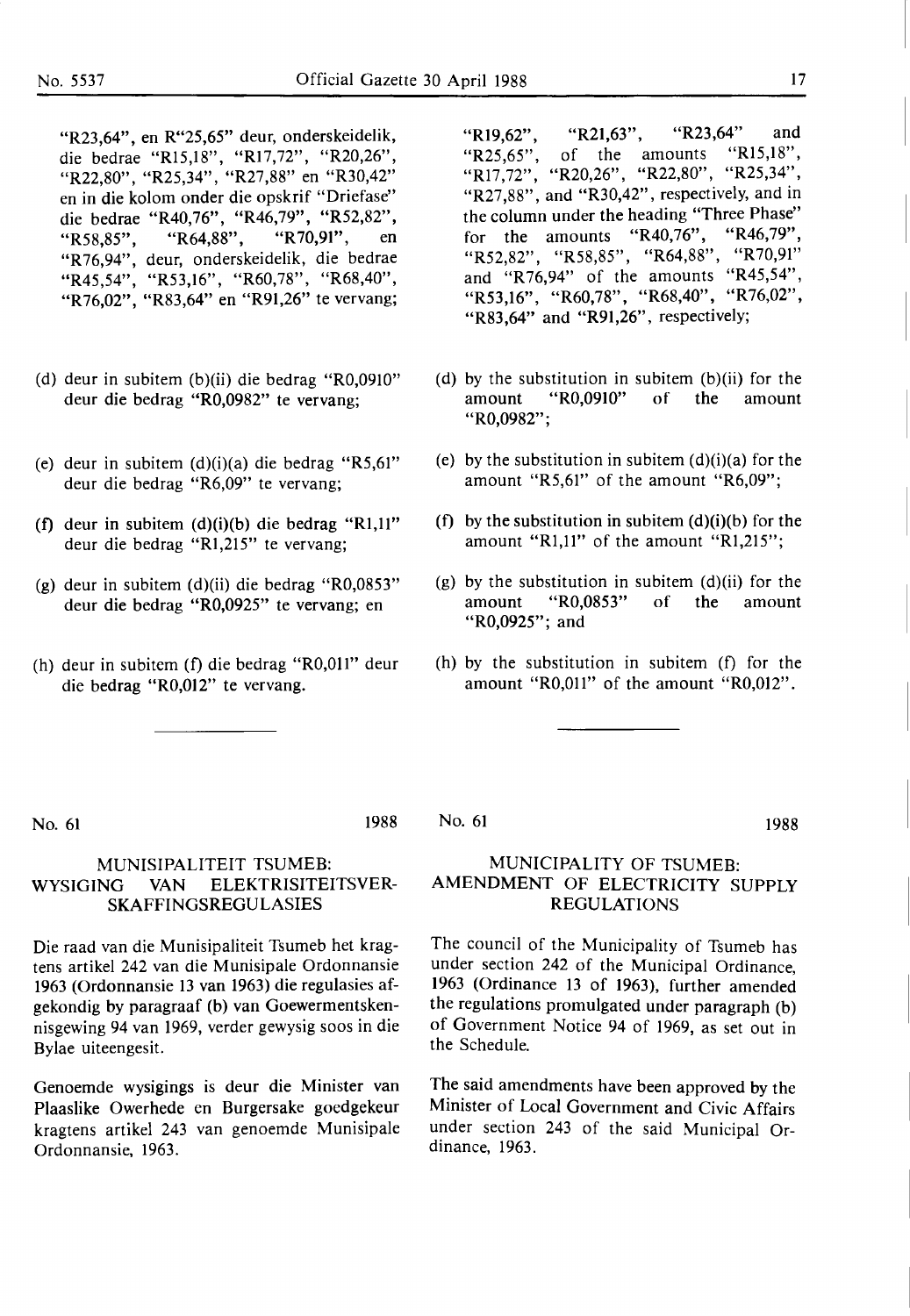"R23,64", en R"25,65" deur, onderskeidelik, die bedrae "R15,18", "R17,72", "R20,26", "R22,80", "R25,34", "R27,88" en "R30,42" en in die kolom onder die opskrif "Driefase" die bedrae "R40,76", "R46,79", "R52,82", "R58,85", "R64,88", "R70,91", en "R76,94", deur, onderskeidelik, die bedrae "R45,54", "R53,16", "R60,78", "R68,40", "R76,02", "R83,64" en "R91,26" te vervang;

(d) deur in subitem (b)(ii) die bedrag "R0,0910" deur die bedrag "R0,0982" te vervang;

(e) deur in subitem (d)(i)(a) die bedrag "R5,61" deur die bedrag "R6,09" te vervang;

(f) deur in subitem (d)(i)(b) die bedrag "R1,11" deur die bedrag "R1,215" te vervang;

(g) deur in subitem (d)(ii) die bedrag "R0,0853" deur die bedrag "R0,0925" te vervang; en

(h) deur in subitem (f) die bedrag "R0,011" deur die bedrag "R0,012" te vervang.

"R19,62", "R21,63", "R23,64" and "R25,65", of the amounts "R15,18", "R17,72", "R20,26", "R22,80", "R25,34", "R27,88", and "R30,42", respectively, and in the column under the heading "Three Phase" for the amounts "R40,76", "R46,79", "R52,82", "R58,85", "R64,88", "R70,91" and "R76,94" of the amounts "R45,54", "R53,16", "R60,78", "R68,40", "R76,02", "R83,64" and "R91,26", respectively;

(d) by the substitution in subitem (b)(ii) for the amount "R0,0910" of the amount "R0,0982";

(e) by the substitution in subitem (d)(i)(a) for the amount "R5,61" of the amount "R6,09";

(f) by the substitution in subitem (d)(i)(b) for the amount "R1,11" of the amount "R1,215";

(g) by the substitution in subitem (d)(ii) for the amount "R0,0853" of the amount "R0,0925"; and

(h) by the substitution in subitem (f) for the amount "R0,011" of the amount "R0,012".

---

No. 61 1988

## MUNISIPALITEIT TSUMEB: WYSIGING VAN ELEKTRISITEITSVERSKAFFINGSREGULASIES

Die raad van die Munisipaliteit Tsumeb het kragtens artikel 242 van die Munisipale Ordonnansie 1963 (Ordonnansie 13 van 1963) die regulasies afgekondig by paragraaf (b) van Goewermentskennisgewing 94 van 1969, verder gewysig soos in die Bylae uiteengesit.

Genoemde wysigings is deur die Minister van Plaaslike Owerhede en Burgersake goedgekeur kragtens artikel 243 van genoemde Munisipale Ordonnansie, 1963.

No. 61 1988

## MUNICIPALITY OF TSUMEB: AMENDMENT OF ELECTRICITY SUPPLY REGULATIONS

The council of the Municipality of Tsumeb has under section 242 of the Municipal Ordinance, 1963 (Ordinance 13 of 1963), further amended the regulations promulgated under paragraph (b) of Government Notice 94 of 1969, as set out in the Schedule.

The said amendments have been approved by the Minister of Local Government and Civic Affairs under section 243 of the said Municipal Ordinance, 1963.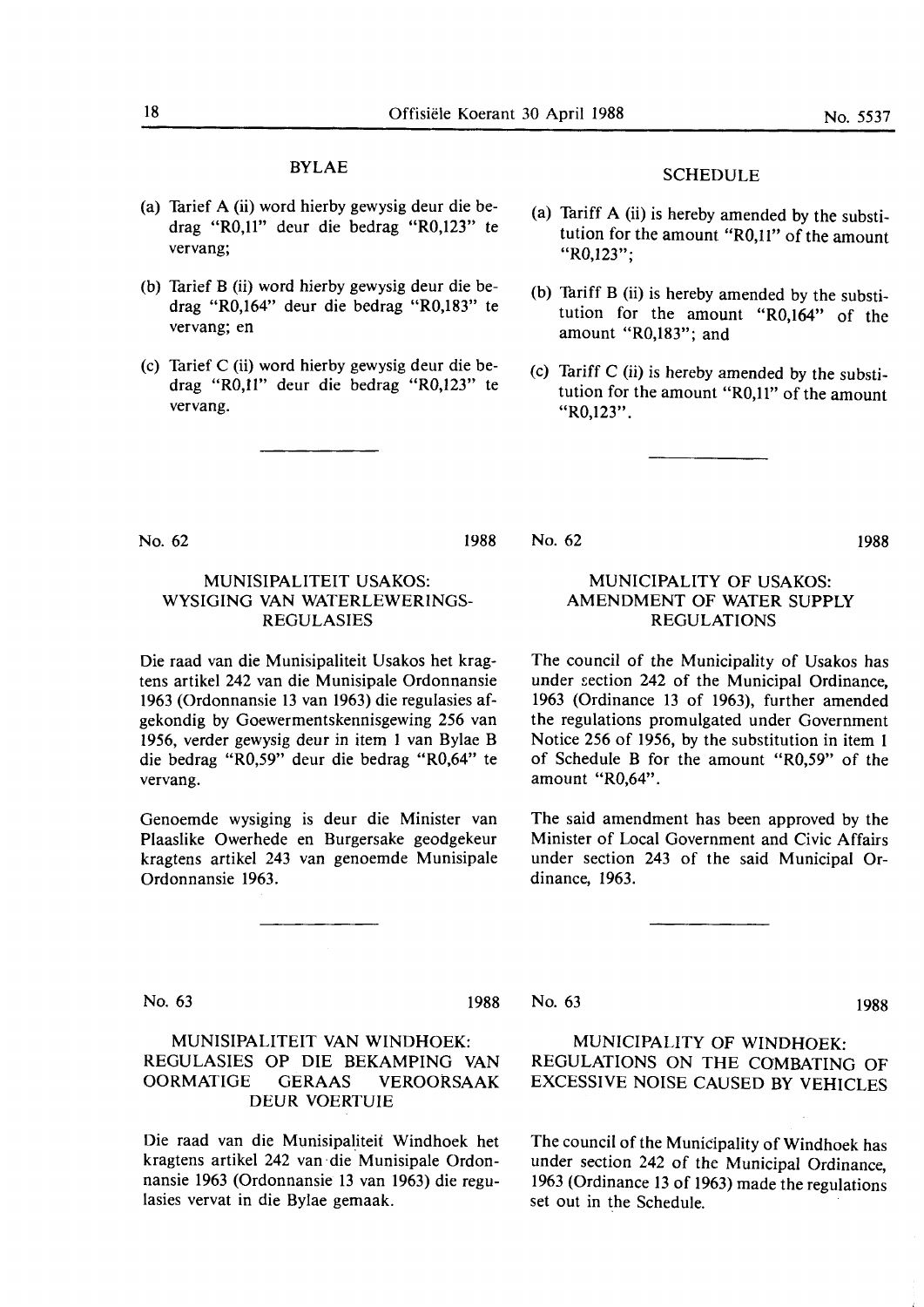## BYLAE

(a) Tarief A (ii) word hierby gewysig deur die bedrag "R0,11" deur die bedrag "R0,123" te vervang;

(b) Tarief B (ii) word hierby gewysig deur die bedrag "R0,164" deur die bedrag "R0,183" te vervang; en

(c) Tarief C (ii) word hierby gewysig deur die bedrag "R0,11" deur die bedrag "R0,123" te vervang.

---

No. 62 1988

### MUNISIPALITEIT USAKOS: WYSIGING VAN WATERLEWERINGS-REGULASIES

Die raad van die Munisipaliteit Usakos het kragtens artikel 242 van die Munisipale Ordonnansie 1963 (Ordonnansie 13 van 1963) die regulasies afgekondig by Goewermentskennisgewing 256 van 1956, verder gewysig deur in item 1 van Bylae B die bedrag "R0,59" deur die bedrag "R0,64" te vervang.

Genoemde wysiging is deur die Minister van Plaaslike Owerhede en Burgersake geodgekeur kragtens artikel 243 van genoemde Munisipale Ordonnansie 1963.

---

No. 63 1988

### MUNISIPALITEIT VAN WINDHOEK: REGULASIES OP DIE BEKAMPING VAN OORMATIGE GERAAS VEROORSAAK DEUR VOERTUIE

Die raad van die Munisipaliteit Windhoek het kragtens artikel 242 van die Munisipale Ordonnansie 1963 (Ordonnansie 13 van 1963) die regulasies vervat in die Bylae gemaak.

---

## SCHEDULE

(a) Tariff A (ii) is hereby amended by the substitution for the amount "R0,11" of the amount "R0,123";

(b) Tariff B (ii) is hereby amended by the substitution for the amount "R0,164" of the amount "R0,183"; and

(c) Tariff C (ii) is hereby amended by the substitution for the amount "R0,11" of the amount "R0,123".

---

No. 62 1988

### MUNICIPALITY OF USAKOS: AMENDMENT OF WATER SUPPLY REGULATIONS

The council of the Municipality of Usakos has under section 242 of the Municipal Ordinance, 1963 (Ordinance 13 of 1963), further amended the regulations promulgated under Government Notice 256 of 1956, by the substitution in item 1 of Schedule B for the amount "R0,59" of the amount "R0,64".

The said amendment has been approved by the Minister of Local Government and Civic Affairs under section 243 of the said Municipal Ordinance, 1963.

---

No. 63 1988

### MUNICIPALITY OF WINDHOEK: REGULATIONS ON THE COMBATING OF EXCESSIVE NOISE CAUSED BY VEHICLES

The council of the Municipality of Windhoek has under section 242 of the Municipal Ordinance, 1963 (Ordinance 13 of 1963) made the regulations set out in the Schedule.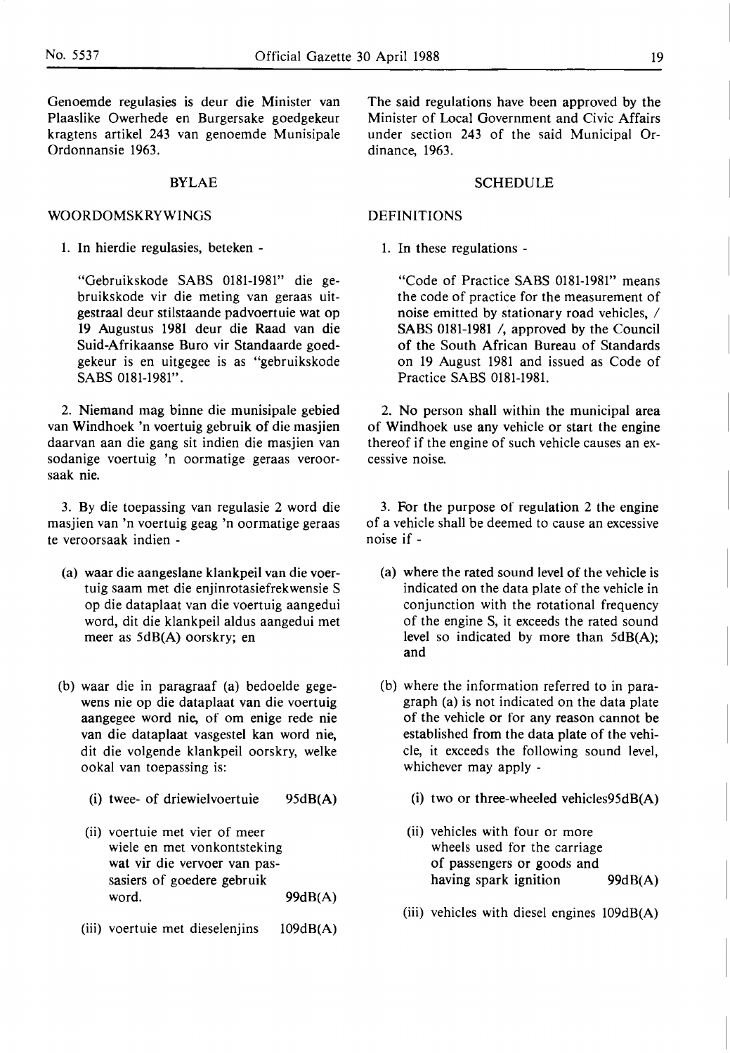Genoemde regulasies is deur die Minister van Plaaslike Owerhede en Burgersake goedgekeur kragtens artikel 243 van genoemde Munisipale Ordonnansie 1963.

## BYLAE

### WOORDOMSKRYWINGS

1. In hierdie regulasies, beteken -

"Gebruikskode SABS 0181-1981" die gebruikskode vir die meting van geraas uitgestraal deur stilstaande padvoertuie wat op 19 Augustus 1981 deur die Raad van die Suid-Afrikaanse Buro vir Standaarde goedgekeur is en uitgegee is as "gebruikskode SABS 0181-1981".

2. Niemand mag binne die munisipale gebied van Windhoek 'n voertuig gebruik of die masjien daarvan aan die gang sit indien die masjien van sodanige voertuig 'n oormatige geraas veroorsaak nie.

3. By die toepassing van regulasie 2 word die masjien van 'n voertuig geag 'n oormatige geraas te veroorsaak indien -

(a) waar die aangeslane klankpeil van die voertuig saam met die enjinrotasiefrekwensie S op die dataplaat van die voertuig aangedui word, dit die klankpeil aldus aangedui met meer as 5dB(A) oorskry; en

(b) waar die in paragraaf (a) bedoelde gegewens nie op die dataplaat van die voertuig aangegee word nie, of om enige rede nie van die dataplaat vasgestel kan word nie, dit die volgende klankpeil oorskry, welke ookal van toepassing is:

(i) twee- of driewielvoertuie 95dB(A)

(ii) voertuie met vier of meer wiele en met vonkontsteking wat vir die vervoer van passasiers of goedere gebruik word. 99dB(A)

(iii) voertuie met dieselenjins 109dB(A)

The said regulations have been approved by the Minister of Local Government and Civic Affairs under section 243 of the said Municipal Ordinance, 1963.

## SCHEDULE

### DEFINITIONS

1. In these regulations -

"Code of Practice SABS 0181-1981" means the code of practice for the measurement of noise emitted by stationary road vehicles, / SABS 0181-1981 /, approved by the Council of the South African Bureau of Standards on 19 August 1981 and issued as Code of Practice SABS 0181-1981.

2. No person shall within the municipal area of Windhoek use any vehicle or start the engine thereof if the engine of such vehicle causes an excessive noise.

3. For the purpose of regulation 2 the engine of a vehicle shall be deemed to cause an excessive noise if -

(a) where the rated sound level of the vehicle is indicated on the data plate of the vehicle in conjunction with the rotational frequency of the engine S, it exceeds the rated sound level so indicated by more than 5dB(A); and

(b) where the information referred to in paragraph (a) is not indicated on the data plate of the vehicle or for any reason cannot be established from the data plate of the vehicle, it exceeds the following sound level, whichever may apply -

(i) two or three-wheeled vehicles 95dB(A)

(ii) vehicles with four or more wheels used for the carriage of passengers or goods and having spark ignition 99dB(A)

(iii) vehicles with diesel engines 109dB(A)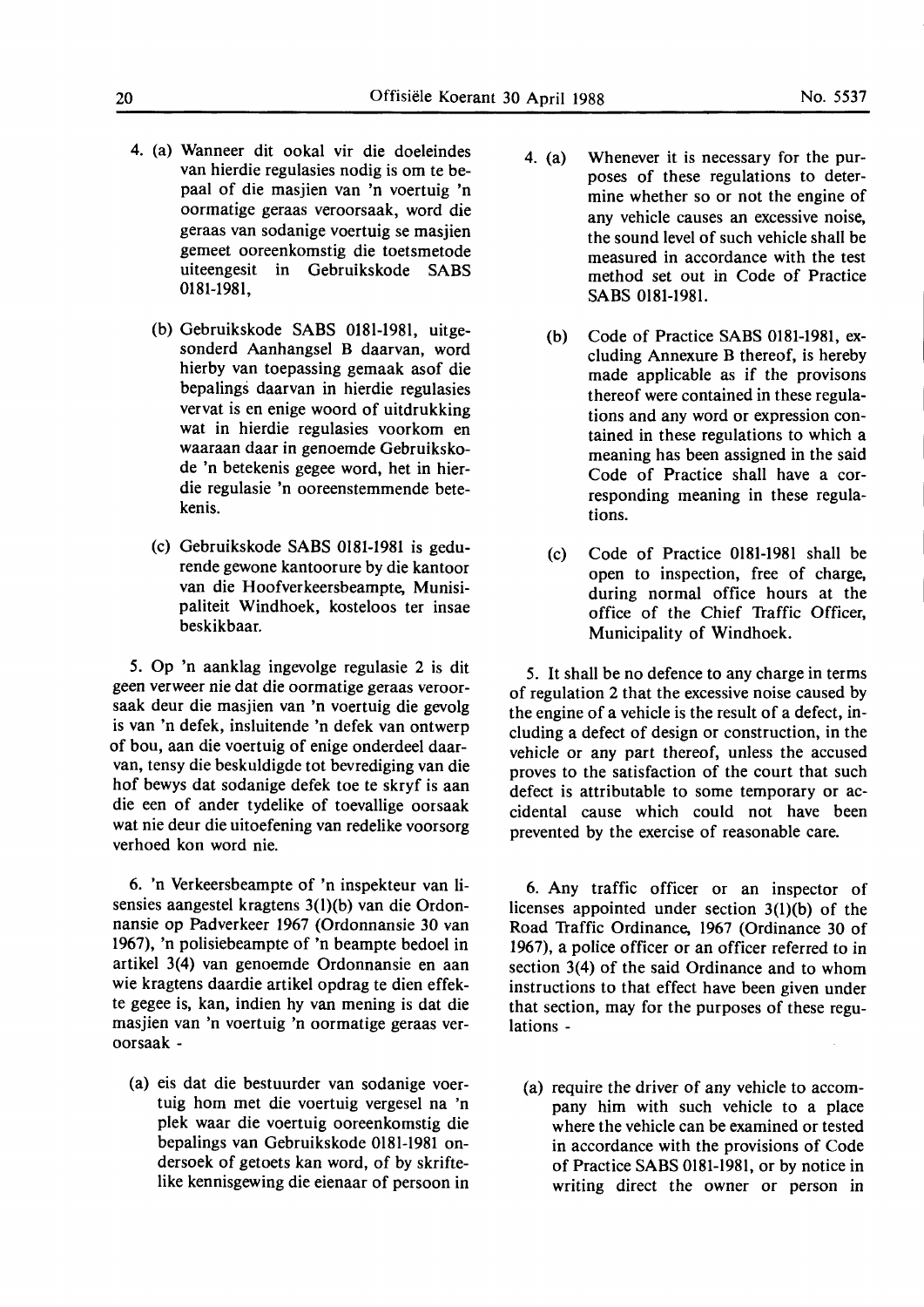4. (a) Wanneer dit ookal vir die doeleindes van hierdie regulasies nodig is om te bepaal of die masjien van 'n voertuig 'n oormatige geraas veroorsaak, word die geraas van sodanige voertuig se masjien gemeet ooreenkomstig die toetsmetode uiteengesit in Gebruikskode SABS 0181-1981,

(b) Gebruikskode SABS 0181-1981, uitgesonderd Aanhangsel B daarvan, word hierby van toepassing gemaak asof die bepalings daarvan in hierdie regulasies vervat is en enige woord of uitdrukking wat in hierdie regulasies voorkom en waaraan daar in genoemde Gebruikskode 'n betekenis gegee word, het in hierdie regulasie 'n ooreenstemmende betekenis.

(c) Gebruikskode SABS 0181-1981 is gedurende gewone kantoorure by die kantoor van die Hoofverkeersbeampte, Munisipaliteit Windhoek, kosteloos ter insae beskikbaar.

5. Op 'n aanklag ingevolge regulasie 2 is dit geen verweer nie dat die oormatige geraas veroorsaak deur die masjien van 'n voertuig die gevolg is van 'n defek, insluitende 'n defek van ontwerp of bou, aan die voertuig of enige onderdeel daarvan, tensy die beskuldigde tot bevrediging van die hof bewys dat sodanige defek toe te skryf is aan die een of ander tydelike of toevallige oorsaak wat nie deur die uitoefening van redelike voorsorg verhoed kon word nie.

6. 'n Verkeersbeampte of 'n inspekteur van lisensies aangestel kragtens 3(1)(b) van die Ordonnansie op Padverkeer 1967 (Ordonnansie 30 van 1967), 'n polisiebeampte of 'n beampte bedoel in artikel 3(4) van genoemde Ordonnansie en aan wie kragtens daardie artikel opdrag te dien effekte gegee is, kan, indien hy van mening is dat die masjien van 'n voertuig 'n oormatige geraas veroorsaak -

(a) eis dat die bestuurder van sodanige voertuig hom met die voertuig vergesel na 'n plek waar die voertuig ooreenkomstig die bepalings van Gebruikskode 0181-1981 ondersoek of getoets kan word, of by skriftelike kennisgewing die eienaar of persoon in

4. (a) Whenever it is necessary for the purposes of these regulations to determine whether so or not the engine of any vehicle causes an excessive noise, the sound level of such vehicle shall be measured in accordance with the test method set out in Code of Practice SABS 0181-1981.

(b) Code of Practice SABS 0181-1981, excluding Annexure B thereof, is hereby made applicable as if the provisons thereof were contained in these regulations and any word or expression contained in these regulations to which a meaning has been assigned in the said Code of Practice shall have a corresponding meaning in these regulations.

(c) Code of Practice 0181-1981 shall be open to inspection, free of charge, during normal office hours at the office of the Chief Traffic Officer, Municipality of Windhoek.

5. It shall be no defence to any charge in terms of regulation 2 that the excessive noise caused by the engine of a vehicle is the result of a defect, including a defect of design or construction, in the vehicle or any part thereof, unless the accused proves to the satisfaction of the court that such defect is attributable to some temporary or accidental cause which could not have been prevented by the exercise of reasonable care.

6. Any traffic officer or an inspector of licenses appointed under section 3(1)(b) of the Road Traffic Ordinance, 1967 (Ordinance 30 of 1967), a police officer or an officer referred to in section 3(4) of the said Ordinance and to whom instructions to that effect have been given under that section, may for the purposes of these regulations -

(a) require the driver of any vehicle to accompany him with such vehicle to a place where the vehicle can be examined or tested in accordance with the provisions of Code of Practice SABS 0181-1981, or by notice in writing direct the owner or person in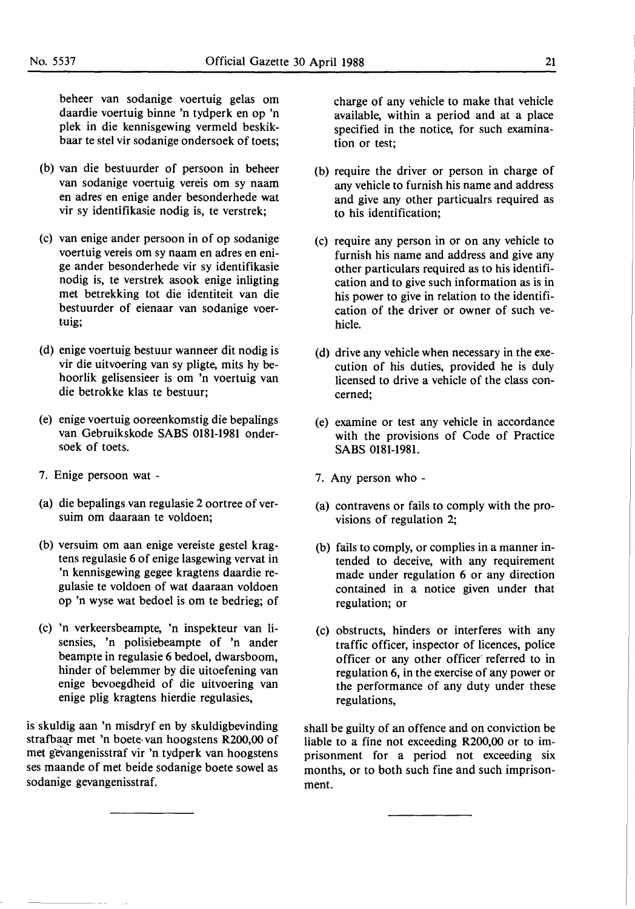beheer van sodanige voertuig gelas om daardie voertuig binne 'n tydperk en op 'n plek in die kennisgewing vermeld beskikbaar te stel vir sodanige ondersoek of toets;

(b) van die bestuurder of persoon in beheer van sodanige voertuig vereis om sy naam en adres en enige ander besonderhede wat vir sy identifikasie nodig is, te verstrek;

(c) van enige ander persoon in of op sodanige voertuig vereis om sy naam en adres en enige ander besonderhede vir sy identifikasie nodig is, te verstrek asook enige inligting met betrekking tot die identiteit van die bestuurder of eienaar van sodanige voertuig;

(d) enige voertuig bestuur wanneer dit nodig is vir die uitvoering van sy pligte, mits hy behoorlik gelisensieer is om 'n voertuig van die betrokke klas te bestuur;

(e) enige voertuig ooreenkomstig die bepalings van Gebruikskode SABS 0181-1981 ondersoek of toets.

7. Enige persoon wat -

(a) die bepalings van regulasie 2 oortree of versuim om daaraan te voldoen;

(b) versuim om aan enige vereiste gestel kragtens regulasie 6 of enige lasgewing vervat in 'n kennisgewing gegee kragtens daardie regulasie te voldoen of wat daaraan voldoen op 'n wyse wat bedoel is om te bedrieg; of

(c) 'n verkeersbeampte, 'n inspekteur van lisensies, 'n polisiebeampte of 'n ander beampte in regulasie 6 bedoel, dwarsboom, hinder of belemmer by die uitoefening van enige bevoegdheid of die uitvoering van enige plig kragtens hierdie regulasies,

is skuldig aan 'n misdryf en by skuldigbevinding strafbaar met 'n boete van hoogstens R200,00 of met gevangenisstraf vir 'n tydperk van hoogstens ses maande of met beide sodanige boete sowel as sodanige gevangenisstraf.

---

charge of any vehicle to make that vehicle available, within a period and at a place specified in the notice, for such examination or test;

(b) require the driver or person in charge of any vehicle to furnish his name and address and give any other particualrs required as to his identification;

(c) require any person in or on any vehicle to furnish his name and address and give any other particulars required as to his identification and to give such information as is in his power to give in relation to the identification of the driver or owner of such vehicle.

(d) drive any vehicle when necessary in the execution of his duties, provided he is duly licensed to drive a vehicle of the class concerned;

(e) examine or test any vehicle in accordance with the provisions of Code of Practice SABS 0181-1981.

7. Any person who -

(a) contravens or fails to comply with the provisions of regulation 2;

(b) fails to comply, or complies in a manner intended to deceive, with any requirement made under regulation 6 or any direction contained in a notice given under that regulation; or

(c) obstructs, hinders or interferes with any traffic officer, inspector of licences, police officer or any other officer referred to in regulation 6, in the exercise of any power or the performance of any duty under these regulations,

shall be guilty of an offence and on conviction be liable to a fine not exceeding R200,00 or to imprisonment for a period not exceeding six months, or to both such fine and such imprisonment.